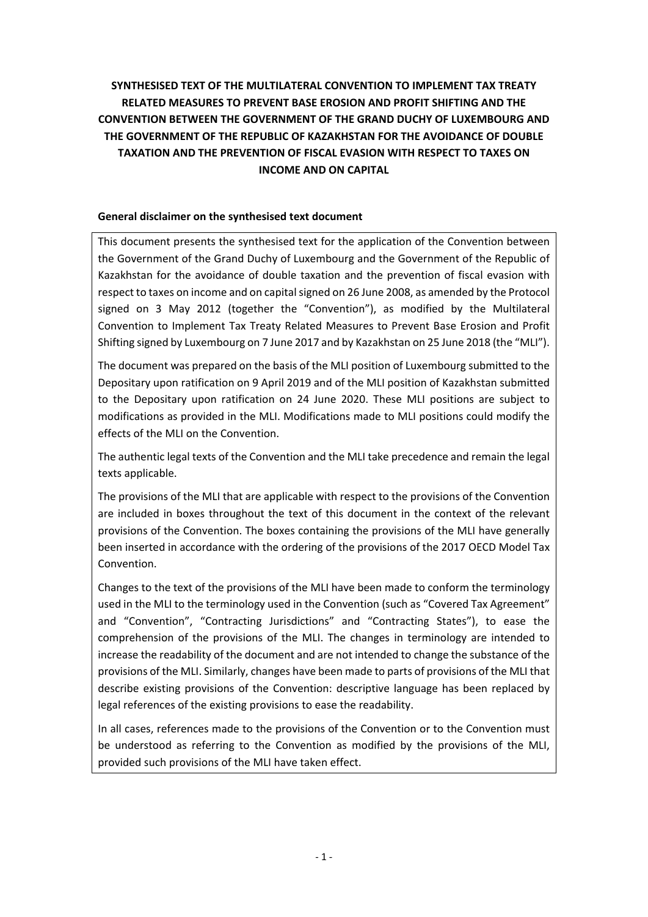# SYNTHESISED TEXT OF THE MULTILATERAL CONVENTION TO IMPLEMENT TAX TREATY RELATED MEASURES TO PREVENT BASE EROSION AND PROFIT SHIFTING AND THE CONVENTION BETWEEN THE GOVERNMENT OF THE GRAND DUCHY OF LUXEMBOURG AND THE GOVERNMENT OF THE REPUBLIC OF KAZAKHSTAN FOR THE AVOIDANCE OF DOUBLE TAXATION AND THE PREVENTION OF FISCAL EVASION WITH RESPECT TO TAXES ON INCOME AND ON CAPITAL

## General disclaimer on the synthesised text document

This document presents the synthesised text for the application of the Convention between the Government of the Grand Duchy of Luxembourg and the Government of the Republic of Kazakhstan for the avoidance of double taxation and the prevention of fiscal evasion with respect to taxes on income and on capital signed on 26 June 2008, as amended by the Protocol signed on 3 May 2012 (together the "Convention"), as modified by the Multilateral Convention to Implement Tax Treaty Related Measures to Prevent Base Erosion and Profit Shifting signed by Luxembourg on 7 June 2017 and by Kazakhstan on 25 June 2018 (the "MLI").

The document was prepared on the basis of the MLI position of Luxembourg submitted to the Depositary upon ratification on 9 April 2019 and of the MLI position of Kazakhstan submitted to the Depositary upon ratification on 24 June 2020. These MLI positions are subject to modifications as provided in the MLI. Modifications made to MLI positions could modify the effects of the MLI on the Convention.

The authentic legal texts of the Convention and the MLI take precedence and remain the legal texts applicable.

The provisions of the MLI that are applicable with respect to the provisions of the Convention are included in boxes throughout the text of this document in the context of the relevant provisions of the Convention. The boxes containing the provisions of the MLI have generally been inserted in accordance with the ordering of the provisions of the 2017 OECD Model Tax Convention.

Changes to the text of the provisions of the MLI have been made to conform the terminology used in the MLI to the terminology used in the Convention (such as "Covered Tax Agreement" and "Convention", "Contracting Jurisdictions" and "Contracting States"), to ease the comprehension of the provisions of the MLI. The changes in terminology are intended to increase the readability of the document and are not intended to change the substance of the provisions of the MLI. Similarly, changes have been made to parts of provisions of the MLI that describe existing provisions of the Convention: descriptive language has been replaced by legal references of the existing provisions to ease the readability.

In all cases, references made to the provisions of the Convention or to the Convention must be understood as referring to the Convention as modified by the provisions of the MLI, provided such provisions of the MLI have taken effect.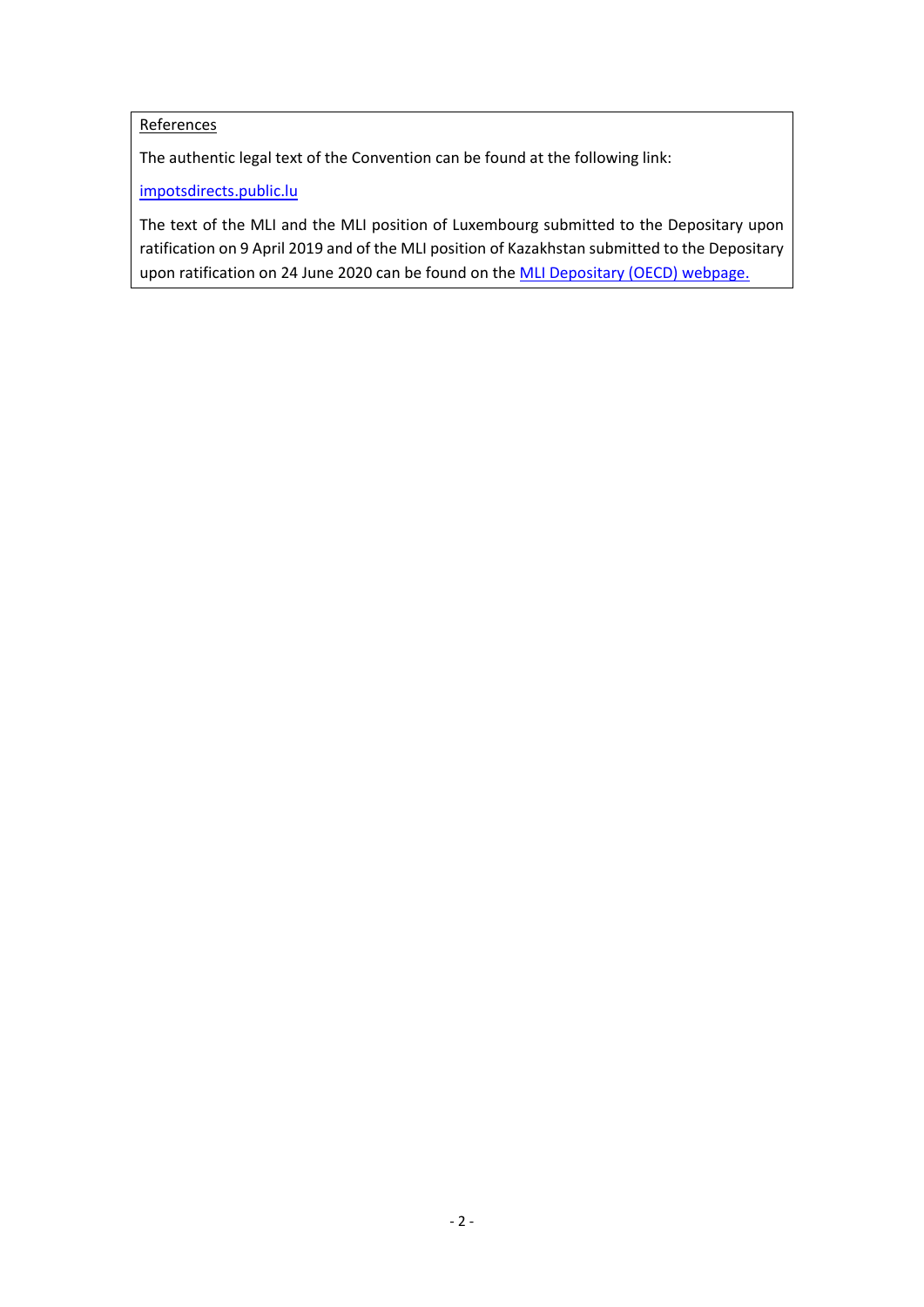References

The authentic legal text of the Convention can be found at the following link:

[impotsdirects.public.lu](impotsdirects.public.lu)

The text of the MLI and the MLI position of Luxembourg submitted to the Depositary upon ratification on 9 April 2019 and of the MLI position of Kazakhstan submitted to the Depositary upon ratification on 24 June 2020 can be found on the MLI Depositary (OECD) webpage.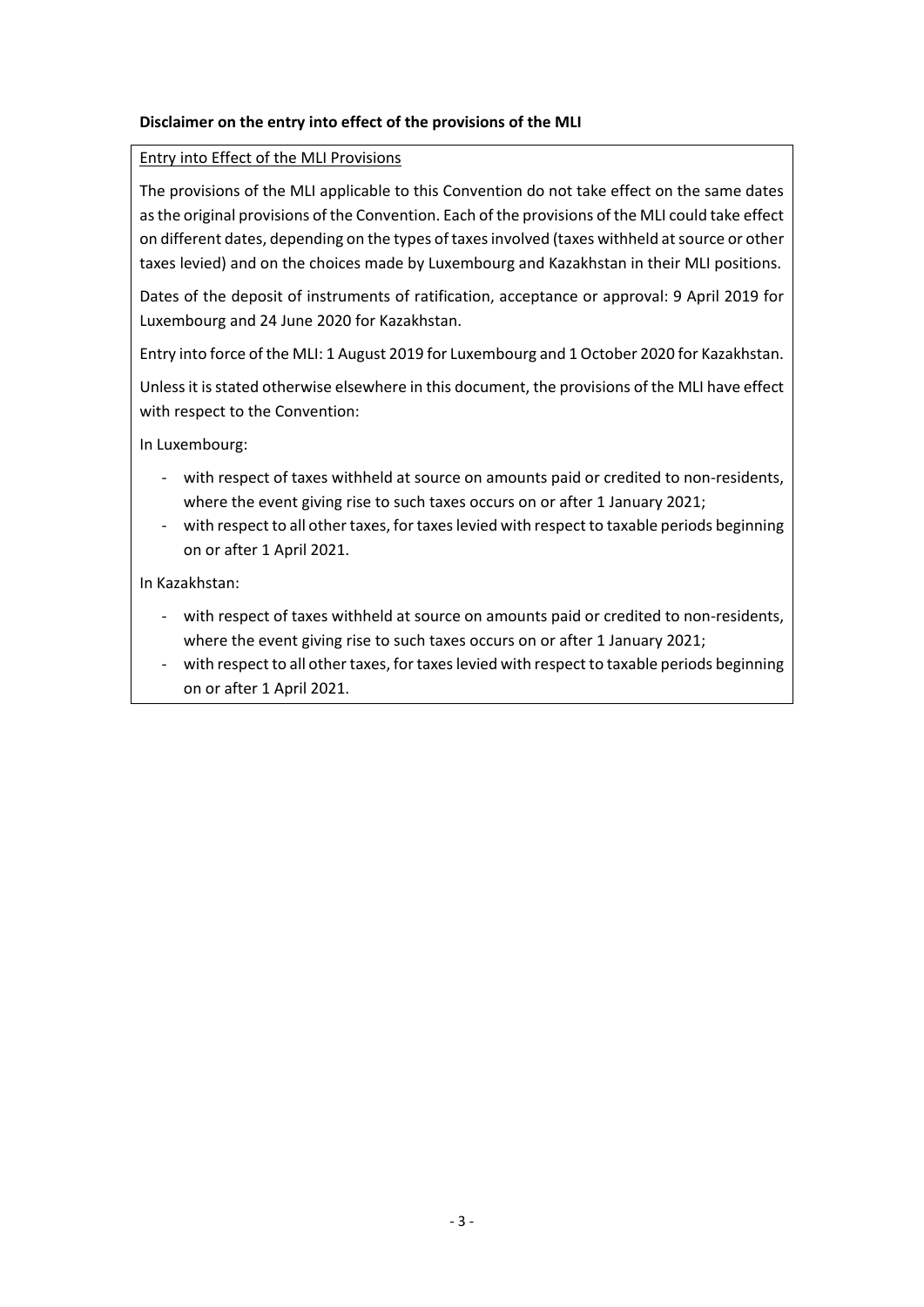**Disclaimer on the entry into effect of the provisions of the MLI**

Entry into Effect of the MLI Provisions

The provisions of the MLI applicable to this Convention do not take effect on the same dates as the original provisions of the Convention. Each of the provisions of the MLI could take effect on different dates, depending on the types of taxes involved (taxes withheld at source or other taxes levied) and on the choices made by Luxembourg and Kazakhstan in their MLI positions.

Dates of the deposit of instruments of ratification, acceptance or approval: 9 April 2019 for Luxembourg and 24 June 2020 for Kazakhstan.

Entry into force of the MLI: 1 August 2019 for Luxembourg and 1 October 2020 for Kazakhstan.

Unless it is stated otherwise elsewhere in this document, the provisions of the MLI have effect with respect to the Convention:

In Luxembourg:

- with respect of taxes withheld at source on amounts paid or credited to non-residents, where the event giving rise to such taxes occurs on or after 1 January 2021;
- with respect to all other taxes, for taxes levied with respect to taxable periods beginning on or after 1 April 2021.

In Kazakhstan:

- with respect of taxes withheld at source on amounts paid or credited to non-residents, where the event giving rise to such taxes occurs on or after 1 January 2021;
- with respect to all other taxes, for taxes levied with respect to taxable periods beginning on or after 1 April 2021.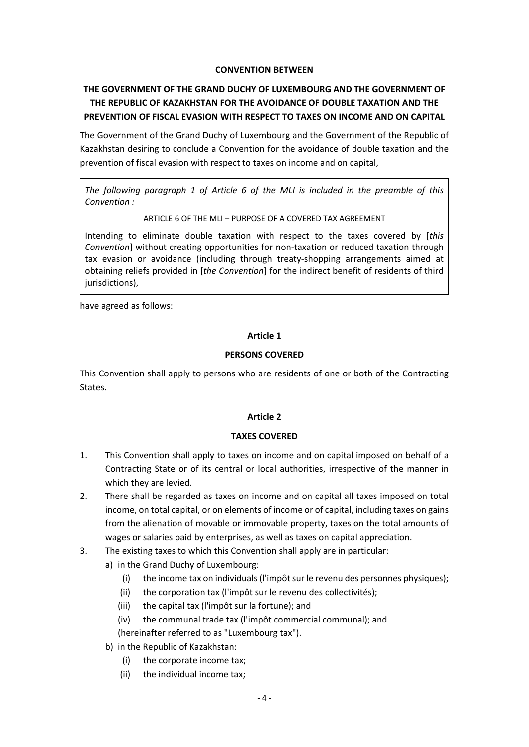**CONVENTION BETWEEN**

**THE GOVERNMENT OF THE GRAND DUCHY OF LUXEMBOURG AND THE GOVERNMENT OF THE REPUBLIC OF KAZAKHSTAN FOR THE AVOIDANCE OF DOUBLE TAXATION AND THE PREVENTION OF FISCAL EVASION WITH RESPECT TO TAXES ON INCOME AND ON CAPITAL**

The Government of the Grand Duchy of Luxembourg and the Government of the Republic of Kazakhstan desiring to conclude a Convention for the avoidance of double taxation and the prevention of fiscal evasion with respect to taxes on income and on capital,

> *The following paragraph 1 of Article 6 of the MLI is included in the preamble of this Convention :*
>
> ARTICLE 6 OF THE MLI – PURPOSE OF A COVERED TAX AGREEMENT
>
> Intending to eliminate double taxation with respect to the taxes covered by [*this Convention*] without creating opportunities for non-taxation or reduced taxation through tax evasion or avoidance (including through treaty-shopping arrangements aimed at obtaining reliefs provided in [*the Convention*] for the indirect benefit of residents of third jurisdictions),

have agreed as follows:

**Article 1**

**PERSONS COVERED**

This Convention shall apply to persons who are residents of one or both of the Contracting States.

**Article 2**

**TAXES COVERED**

1. This Convention shall apply to taxes on income and on capital imposed on behalf of a Contracting State or of its central or local authorities, irrespective of the manner in which they are levied.
2. There shall be regarded as taxes on income and on capital all taxes imposed on total income, on total capital, or on elements of income or of capital, including taxes on gains from the alienation of movable or immovable property, taxes on the total amounts of wages or salaries paid by enterprises, as well as taxes on capital appreciation.
3. The existing taxes to which this Convention shall apply are in particular:
   a) in the Grand Duchy of Luxembourg:
      (i) the income tax on individuals (l'impôt sur le revenu des personnes physiques);
      (ii) the corporation tax (l'impôt sur le revenu des collectivités);
      (iii) the capital tax (l'impôt sur la fortune); and
      (iv) the communal trade tax (l'impôt commercial communal); and
      (hereinafter referred to as "Luxembourg tax").
   b) in the Republic of Kazakhstan:
      (i) the corporate income tax;
      (ii) the individual income tax;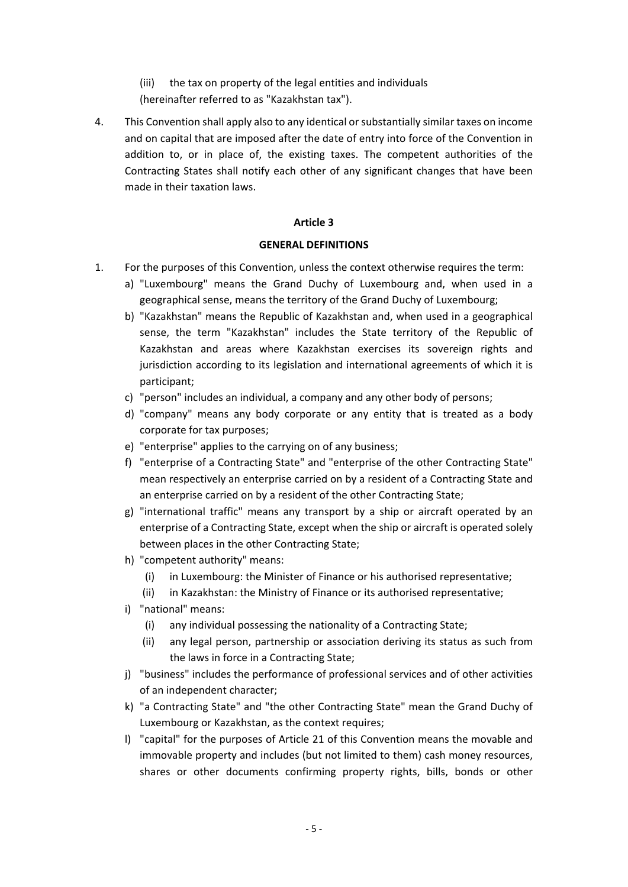(iii) the tax on property of the legal entities and individuals
(hereinafter referred to as "Kazakhstan tax").

4. This Convention shall apply also to any identical or substantially similar taxes on income and on capital that are imposed after the date of entry into force of the Convention in addition to, or in place of, the existing taxes. The competent authorities of the Contracting States shall notify each other of any significant changes that have been made in their taxation laws.

**Article 3**

**GENERAL DEFINITIONS**

1. For the purposes of this Convention, unless the context otherwise requires the term:
   a) "Luxembourg" means the Grand Duchy of Luxembourg and, when used in a geographical sense, means the territory of the Grand Duchy of Luxembourg;
   b) "Kazakhstan" means the Republic of Kazakhstan and, when used in a geographical sense, the term "Kazakhstan" includes the State territory of the Republic of Kazakhstan and areas where Kazakhstan exercises its sovereign rights and jurisdiction according to its legislation and international agreements of which it is participant;
   c) "person" includes an individual, a company and any other body of persons;
   d) "company" means any body corporate or any entity that is treated as a body corporate for tax purposes;
   e) "enterprise" applies to the carrying on of any business;
   f) "enterprise of a Contracting State" and "enterprise of the other Contracting State" mean respectively an enterprise carried on by a resident of a Contracting State and an enterprise carried on by a resident of the other Contracting State;
   g) "international traffic" means any transport by a ship or aircraft operated by an enterprise of a Contracting State, except when the ship or aircraft is operated solely between places in the other Contracting State;
   h) "competent authority" means:
      (i) in Luxembourg: the Minister of Finance or his authorised representative;
      (ii) in Kazakhstan: the Ministry of Finance or its authorised representative;
   i) "national" means:
      (i) any individual possessing the nationality of a Contracting State;
      (ii) any legal person, partnership or association deriving its status as such from the laws in force in a Contracting State;
   j) "business" includes the performance of professional services and of other activities of an independent character;
   k) "a Contracting State" and "the other Contracting State" mean the Grand Duchy of Luxembourg or Kazakhstan, as the context requires;
   l) "capital" for the purposes of Article 21 of this Convention means the movable and immovable property and includes (but not limited to them) cash money resources, shares or other documents confirming property rights, bills, bonds or other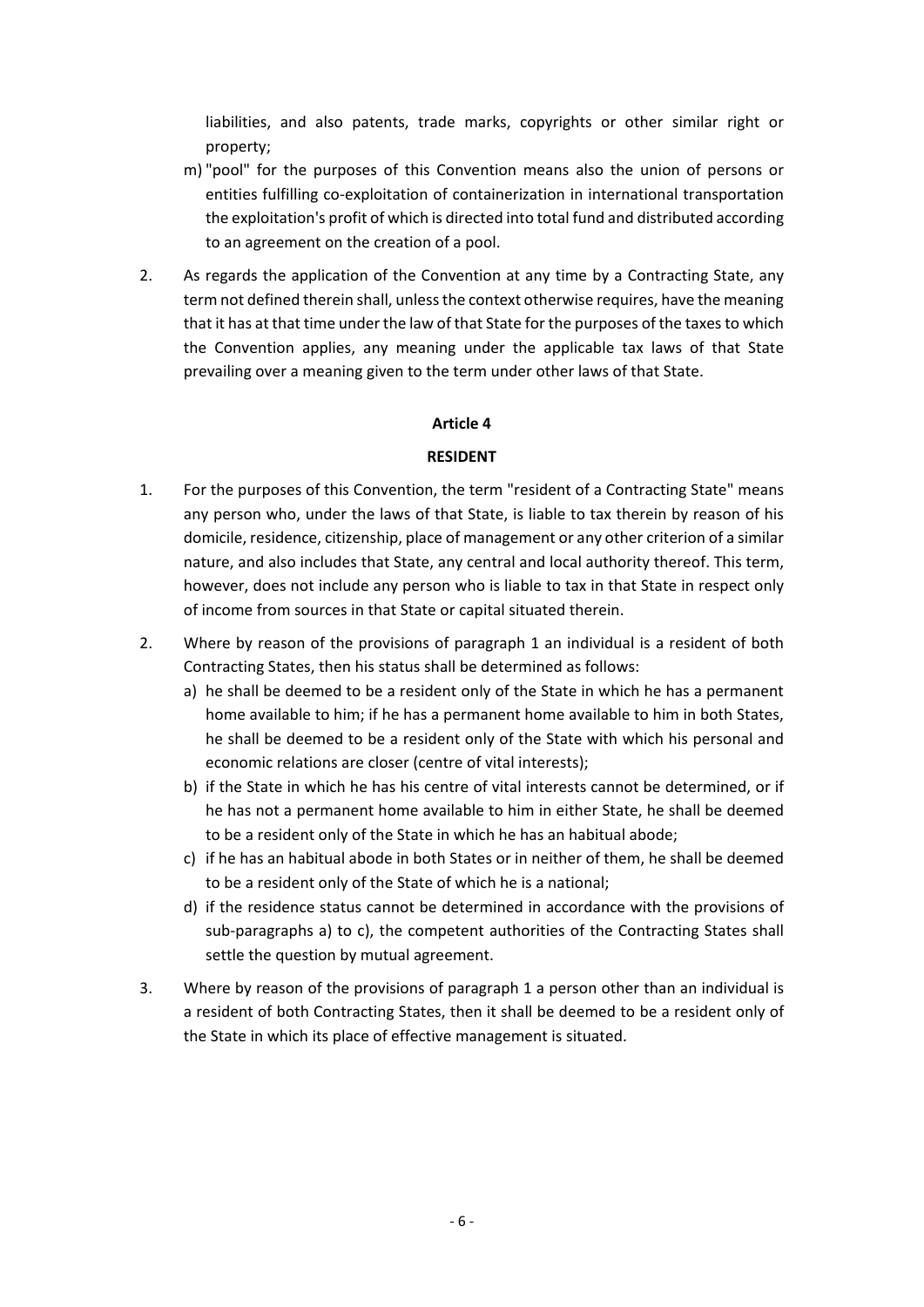liabilities, and also patents, trade marks, copyrights or other similar right or property;

m) "pool" for the purposes of this Convention means also the union of persons or entities fulfilling co-exploitation of containerization in international transportation the exploitation's profit of which is directed into total fund and distributed according to an agreement on the creation of a pool.

2. As regards the application of the Convention at any time by a Contracting State, any term not defined therein shall, unless the context otherwise requires, have the meaning that it has at that time under the law of that State for the purposes of the taxes to which the Convention applies, any meaning under the applicable tax laws of that State prevailing over a meaning given to the term under other laws of that State.

**Article 4**

**RESIDENT**

1. For the purposes of this Convention, the term "resident of a Contracting State" means any person who, under the laws of that State, is liable to tax therein by reason of his domicile, residence, citizenship, place of management or any other criterion of a similar nature, and also includes that State, any central and local authority thereof. This term, however, does not include any person who is liable to tax in that State in respect only of income from sources in that State or capital situated therein.

2. Where by reason of the provisions of paragraph 1 an individual is a resident of both Contracting States, then his status shall be determined as follows:
   a) he shall be deemed to be a resident only of the State in which he has a permanent home available to him; if he has a permanent home available to him in both States, he shall be deemed to be a resident only of the State with which his personal and economic relations are closer (centre of vital interests);
   b) if the State in which he has his centre of vital interests cannot be determined, or if he has not a permanent home available to him in either State, he shall be deemed to be a resident only of the State in which he has an habitual abode;
   c) if he has an habitual abode in both States or in neither of them, he shall be deemed to be a resident only of the State of which he is a national;
   d) if the residence status cannot be determined in accordance with the provisions of sub-paragraphs a) to c), the competent authorities of the Contracting States shall settle the question by mutual agreement.

3. Where by reason of the provisions of paragraph 1 a person other than an individual is a resident of both Contracting States, then it shall be deemed to be a resident only of the State in which its place of effective management is situated.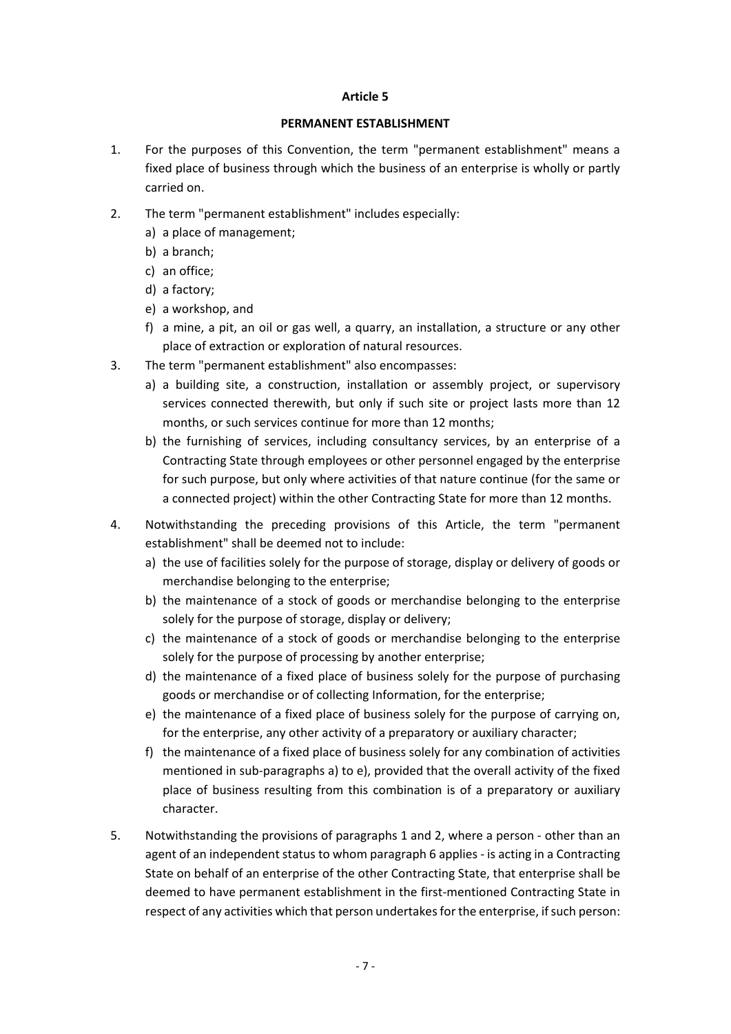**Article 5**

**PERMANENT ESTABLISHMENT**

1. For the purposes of this Convention, the term "permanent establishment" means a fixed place of business through which the business of an enterprise is wholly or partly carried on.

2. The term "permanent establishment" includes especially:
   a) a place of management;
   b) a branch;
   c) an office;
   d) a factory;
   e) a workshop, and
   f) a mine, a pit, an oil or gas well, a quarry, an installation, a structure or any other place of extraction or exploration of natural resources.

3. The term "permanent establishment" also encompasses:
   a) a building site, a construction, installation or assembly project, or supervisory services connected therewith, but only if such site or project lasts more than 12 months, or such services continue for more than 12 months;
   b) the furnishing of services, including consultancy services, by an enterprise of a Contracting State through employees or other personnel engaged by the enterprise for such purpose, but only where activities of that nature continue (for the same or a connected project) within the other Contracting State for more than 12 months.

4. Notwithstanding the preceding provisions of this Article, the term "permanent establishment" shall be deemed not to include:
   a) the use of facilities solely for the purpose of storage, display or delivery of goods or merchandise belonging to the enterprise;
   b) the maintenance of a stock of goods or merchandise belonging to the enterprise solely for the purpose of storage, display or delivery;
   c) the maintenance of a stock of goods or merchandise belonging to the enterprise solely for the purpose of processing by another enterprise;
   d) the maintenance of a fixed place of business solely for the purpose of purchasing goods or merchandise or of collecting Information, for the enterprise;
   e) the maintenance of a fixed place of business solely for the purpose of carrying on, for the enterprise, any other activity of a preparatory or auxiliary character;
   f) the maintenance of a fixed place of business solely for any combination of activities mentioned in sub-paragraphs a) to e), provided that the overall activity of the fixed place of business resulting from this combination is of a preparatory or auxiliary character.

5. Notwithstanding the provisions of paragraphs 1 and 2, where a person - other than an agent of an independent status to whom paragraph 6 applies - is acting in a Contracting State on behalf of an enterprise of the other Contracting State, that enterprise shall be deemed to have permanent establishment in the first-mentioned Contracting State in respect of any activities which that person undertakes for the enterprise, if such person: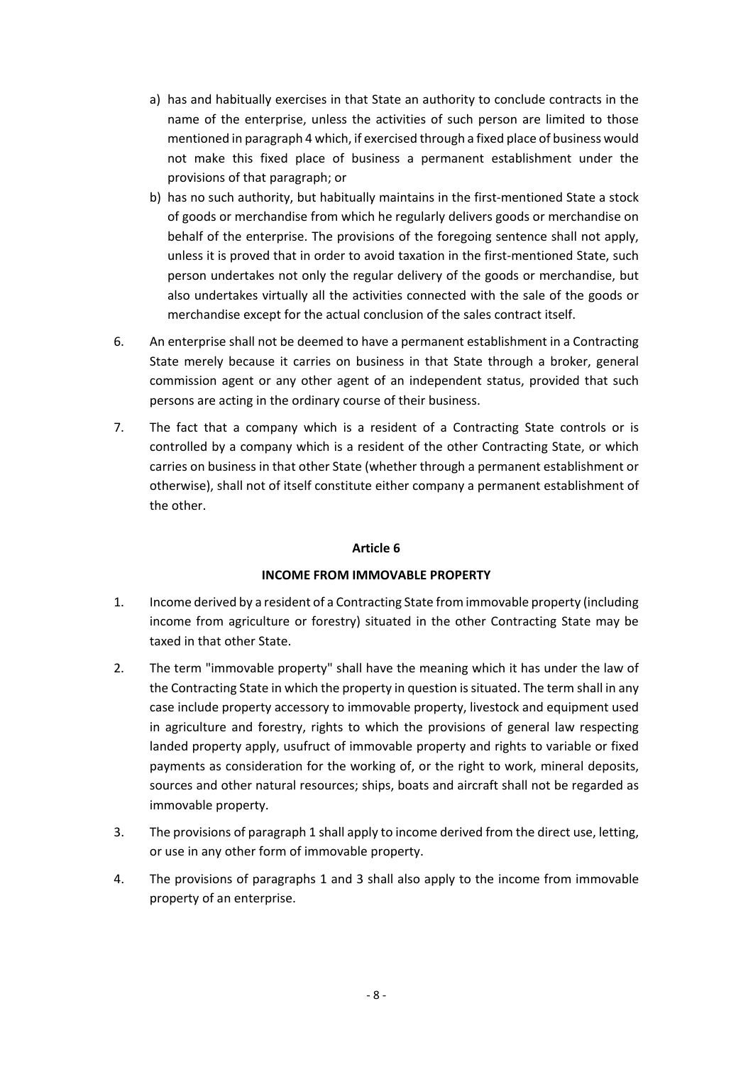a) has and habitually exercises in that State an authority to conclude contracts in the name of the enterprise, unless the activities of such person are limited to those mentioned in paragraph 4 which, if exercised through a fixed place of business would not make this fixed place of business a permanent establishment under the provisions of that paragraph; or

b) has no such authority, but habitually maintains in the first-mentioned State a stock of goods or merchandise from which he regularly delivers goods or merchandise on behalf of the enterprise. The provisions of the foregoing sentence shall not apply, unless it is proved that in order to avoid taxation in the first-mentioned State, such person undertakes not only the regular delivery of the goods or merchandise, but also undertakes virtually all the activities connected with the sale of the goods or merchandise except for the actual conclusion of the sales contract itself.

6. An enterprise shall not be deemed to have a permanent establishment in a Contracting State merely because it carries on business in that State through a broker, general commission agent or any other agent of an independent status, provided that such persons are acting in the ordinary course of their business.

7. The fact that a company which is a resident of a Contracting State controls or is controlled by a company which is a resident of the other Contracting State, or which carries on business in that other State (whether through a permanent establishment or otherwise), shall not of itself constitute either company a permanent establishment of the other.

**Article 6**

**INCOME FROM IMMOVABLE PROPERTY**

1. Income derived by a resident of a Contracting State from immovable property (including income from agriculture or forestry) situated in the other Contracting State may be taxed in that other State.

2. The term "immovable property" shall have the meaning which it has under the law of the Contracting State in which the property in question is situated. The term shall in any case include property accessory to immovable property, livestock and equipment used in agriculture and forestry, rights to which the provisions of general law respecting landed property apply, usufruct of immovable property and rights to variable or fixed payments as consideration for the working of, or the right to work, mineral deposits, sources and other natural resources; ships, boats and aircraft shall not be regarded as immovable property.

3. The provisions of paragraph 1 shall apply to income derived from the direct use, letting, or use in any other form of immovable property.

4. The provisions of paragraphs 1 and 3 shall also apply to the income from immovable property of an enterprise.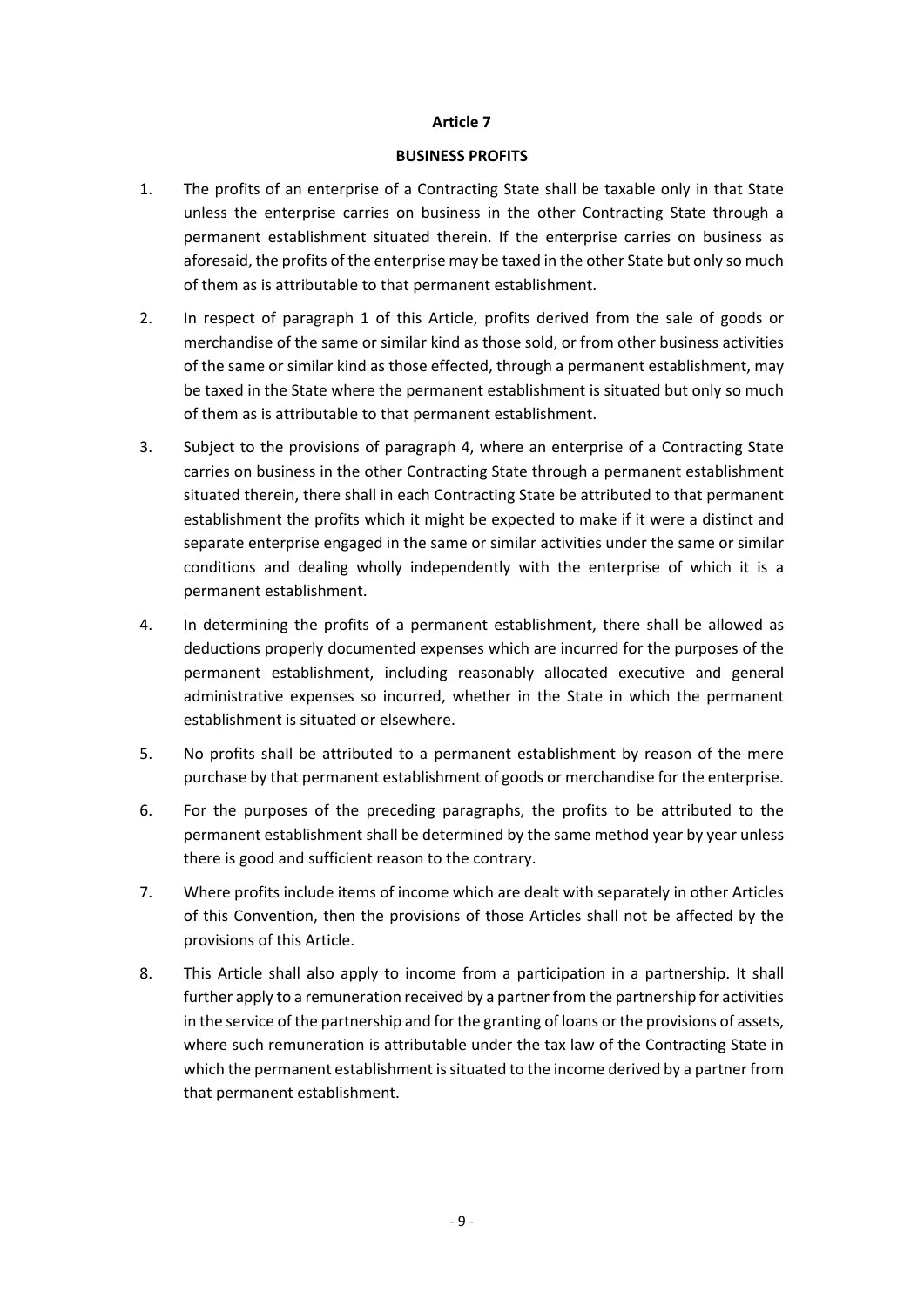## Article 7

## BUSINESS PROFITS

1. The profits of an enterprise of a Contracting State shall be taxable only in that State unless the enterprise carries on business in the other Contracting State through a permanent establishment situated therein. If the enterprise carries on business as aforesaid, the profits of the enterprise may be taxed in the other State but only so much of them as is attributable to that permanent establishment.

2. In respect of paragraph 1 of this Article, profits derived from the sale of goods or merchandise of the same or similar kind as those sold, or from other business activities of the same or similar kind as those effected, through a permanent establishment, may be taxed in the State where the permanent establishment is situated but only so much of them as is attributable to that permanent establishment.

3. Subject to the provisions of paragraph 4, where an enterprise of a Contracting State carries on business in the other Contracting State through a permanent establishment situated therein, there shall in each Contracting State be attributed to that permanent establishment the profits which it might be expected to make if it were a distinct and separate enterprise engaged in the same or similar activities under the same or similar conditions and dealing wholly independently with the enterprise of which it is a permanent establishment.

4. In determining the profits of a permanent establishment, there shall be allowed as deductions properly documented expenses which are incurred for the purposes of the permanent establishment, including reasonably allocated executive and general administrative expenses so incurred, whether in the State in which the permanent establishment is situated or elsewhere.

5. No profits shall be attributed to a permanent establishment by reason of the mere purchase by that permanent establishment of goods or merchandise for the enterprise.

6. For the purposes of the preceding paragraphs, the profits to be attributed to the permanent establishment shall be determined by the same method year by year unless there is good and sufficient reason to the contrary.

7. Where profits include items of income which are dealt with separately in other Articles of this Convention, then the provisions of those Articles shall not be affected by the provisions of this Article.

8. This Article shall also apply to income from a participation in a partnership. It shall further apply to a remuneration received by a partner from the partnership for activities in the service of the partnership and for the granting of loans or the provisions of assets, where such remuneration is attributable under the tax law of the Contracting State in which the permanent establishment is situated to the income derived by a partner from that permanent establishment.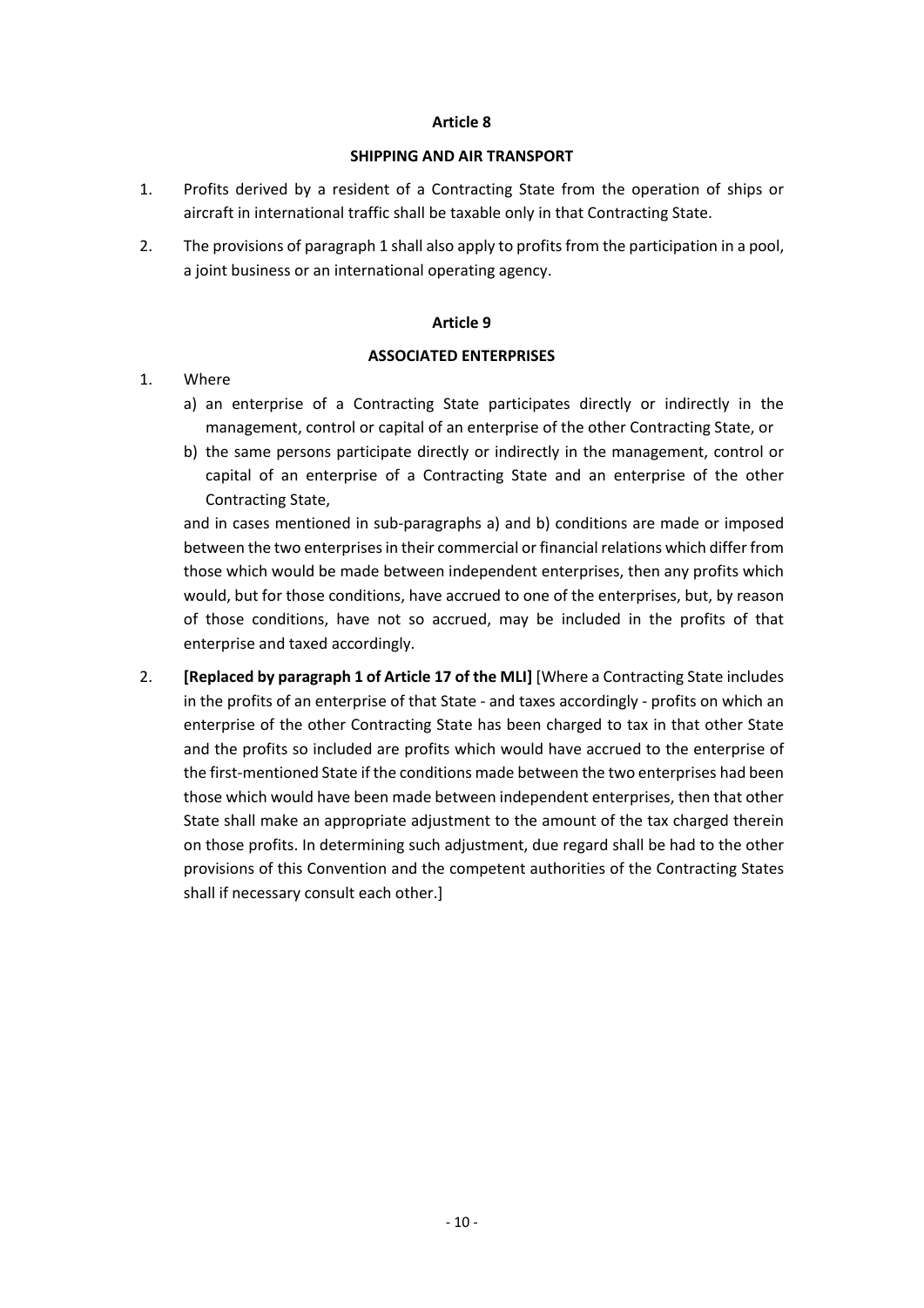## Article 8

### SHIPPING AND AIR TRANSPORT

1. Profits derived by a resident of a Contracting State from the operation of ships or aircraft in international traffic shall be taxable only in that Contracting State.

2. The provisions of paragraph 1 shall also apply to profits from the participation in a pool, a joint business or an international operating agency.

## Article 9

### ASSOCIATED ENTERPRISES

1. Where
   a) an enterprise of a Contracting State participates directly or indirectly in the management, control or capital of an enterprise of the other Contracting State, or
   b) the same persons participate directly or indirectly in the management, control or capital of an enterprise of a Contracting State and an enterprise of the other Contracting State,

   and in cases mentioned in sub-paragraphs a) and b) conditions are made or imposed between the two enterprises in their commercial or financial relations which differ from those which would be made between independent enterprises, then any profits which would, but for those conditions, have accrued to one of the enterprises, but, by reason of those conditions, have not so accrued, may be included in the profits of that enterprise and taxed accordingly.

2. **[Replaced by paragraph 1 of Article 17 of the MLI]** [Where a Contracting State includes in the profits of an enterprise of that State - and taxes accordingly - profits on which an enterprise of the other Contracting State has been charged to tax in that other State and the profits so included are profits which would have accrued to the enterprise of the first-mentioned State if the conditions made between the two enterprises had been those which would have been made between independent enterprises, then that other State shall make an appropriate adjustment to the amount of the tax charged therein on those profits. In determining such adjustment, due regard shall be had to the other provisions of this Convention and the competent authorities of the Contracting States shall if necessary consult each other.]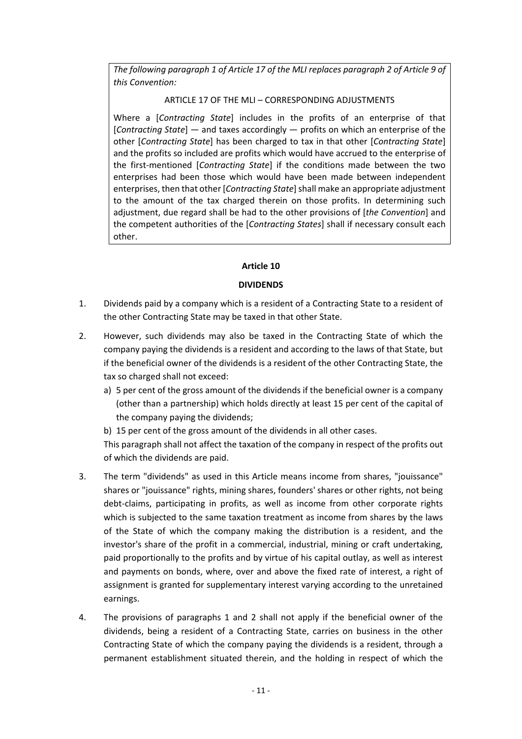*The following paragraph 1 of Article 17 of the MLI replaces paragraph 2 of Article 9 of this Convention:*

ARTICLE 17 OF THE MLI – CORRESPONDING ADJUSTMENTS

Where a [*Contracting State*] includes in the profits of an enterprise of that [*Contracting State*] — and taxes accordingly — profits on which an enterprise of the other [*Contracting State*] has been charged to tax in that other [*Contracting State*] and the profits so included are profits which would have accrued to the enterprise of the first-mentioned [*Contracting State*] if the conditions made between the two enterprises had been those which would have been made between independent enterprises, then that other [*Contracting State*] shall make an appropriate adjustment to the amount of the tax charged therein on those profits. In determining such adjustment, due regard shall be had to the other provisions of [*the Convention*] and the competent authorities of the [*Contracting States*] shall if necessary consult each other.

## Article 10

## DIVIDENDS

1. Dividends paid by a company which is a resident of a Contracting State to a resident of the other Contracting State may be taxed in that other State.

2. However, such dividends may also be taxed in the Contracting State of which the company paying the dividends is a resident and according to the laws of that State, but if the beneficial owner of the dividends is a resident of the other Contracting State, the tax so charged shall not exceed:
   a) 5 per cent of the gross amount of the dividends if the beneficial owner is a company (other than a partnership) which holds directly at least 15 per cent of the capital of the company paying the dividends;
   b) 15 per cent of the gross amount of the dividends in all other cases.

   This paragraph shall not affect the taxation of the company in respect of the profits out of which the dividends are paid.

3. The term "dividends" as used in this Article means income from shares, "jouissance" shares or "jouissance" rights, mining shares, founders' shares or other rights, not being debt-claims, participating in profits, as well as income from other corporate rights which is subjected to the same taxation treatment as income from shares by the laws of the State of which the company making the distribution is a resident, and the investor's share of the profit in a commercial, industrial, mining or craft undertaking, paid proportionally to the profits and by virtue of his capital outlay, as well as interest and payments on bonds, where, over and above the fixed rate of interest, a right of assignment is granted for supplementary interest varying according to the unretained earnings.

4. The provisions of paragraphs 1 and 2 shall not apply if the beneficial owner of the dividends, being a resident of a Contracting State, carries on business in the other Contracting State of which the company paying the dividends is a resident, through a permanent establishment situated therein, and the holding in respect of which the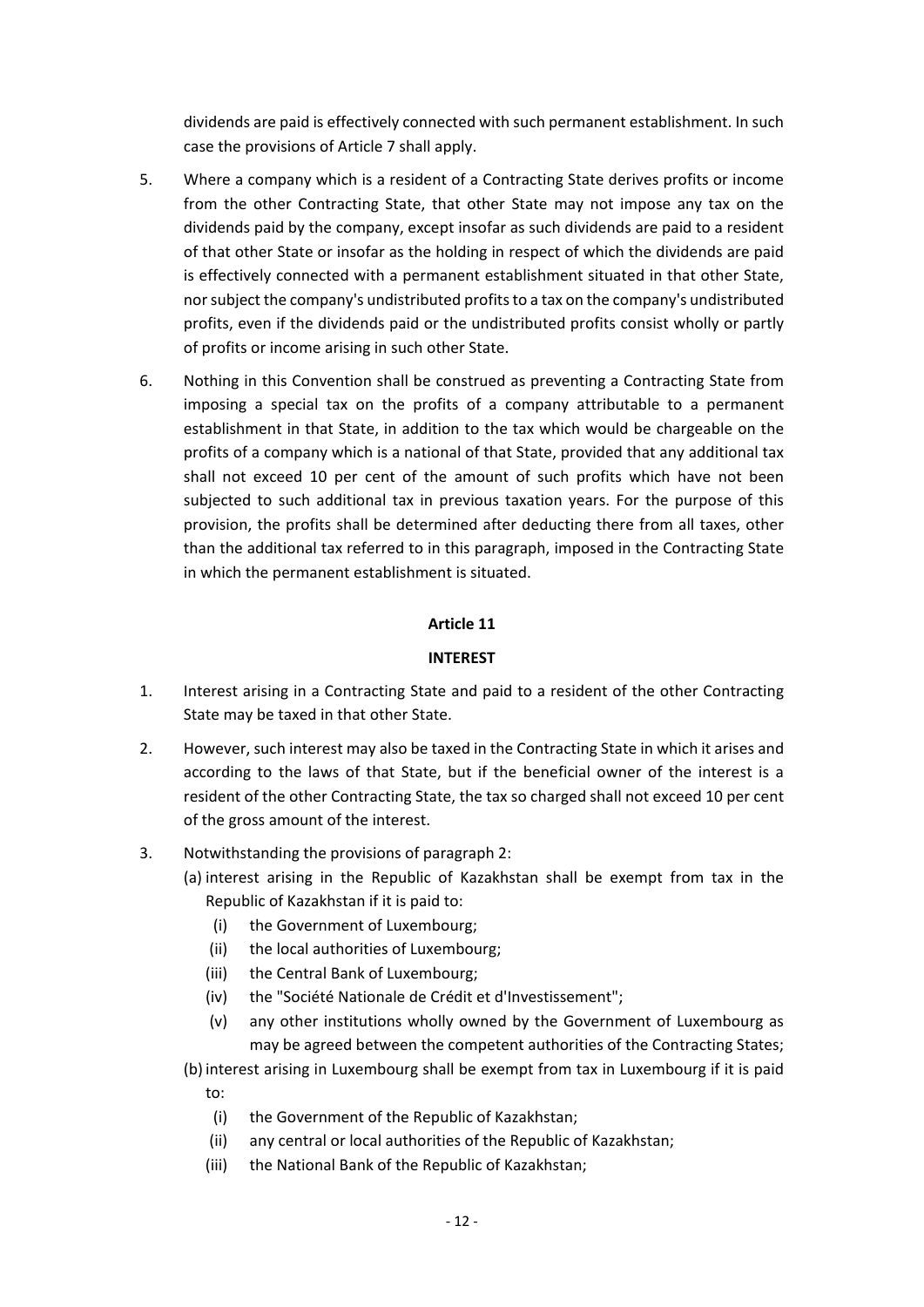dividends are paid is effectively connected with such permanent establishment. In such case the provisions of Article 7 shall apply.

5. Where a company which is a resident of a Contracting State derives profits or income from the other Contracting State, that other State may not impose any tax on the dividends paid by the company, except insofar as such dividends are paid to a resident of that other State or insofar as the holding in respect of which the dividends are paid is effectively connected with a permanent establishment situated in that other State, nor subject the company's undistributed profits to a tax on the company's undistributed profits, even if the dividends paid or the undistributed profits consist wholly or partly of profits or income arising in such other State.

6. Nothing in this Convention shall be construed as preventing a Contracting State from imposing a special tax on the profits of a company attributable to a permanent establishment in that State, in addition to the tax which would be chargeable on the profits of a company which is a national of that State, provided that any additional tax shall not exceed 10 per cent of the amount of such profits which have not been subjected to such additional tax in previous taxation years. For the purpose of this provision, the profits shall be determined after deducting there from all taxes, other than the additional tax referred to in this paragraph, imposed in the Contracting State in which the permanent establishment is situated.

## Article 11

## INTEREST

1. Interest arising in a Contracting State and paid to a resident of the other Contracting State may be taxed in that other State.

2. However, such interest may also be taxed in the Contracting State in which it arises and according to the laws of that State, but if the beneficial owner of the interest is a resident of the other Contracting State, the tax so charged shall not exceed 10 per cent of the gross amount of the interest.

3. Notwithstanding the provisions of paragraph 2:

   (a) interest arising in the Republic of Kazakhstan shall be exempt from tax in the Republic of Kazakhstan if it is paid to:

      (i) the Government of Luxembourg;

      (ii) the local authorities of Luxembourg;

      (iii) the Central Bank of Luxembourg;

      (iv) the "Société Nationale de Crédit et d'Investissement";

      (v) any other institutions wholly owned by the Government of Luxembourg as may be agreed between the competent authorities of the Contracting States;

   (b) interest arising in Luxembourg shall be exempt from tax in Luxembourg if it is paid to:

      (i) the Government of the Republic of Kazakhstan;

      (ii) any central or local authorities of the Republic of Kazakhstan;

      (iii) the National Bank of the Republic of Kazakhstan;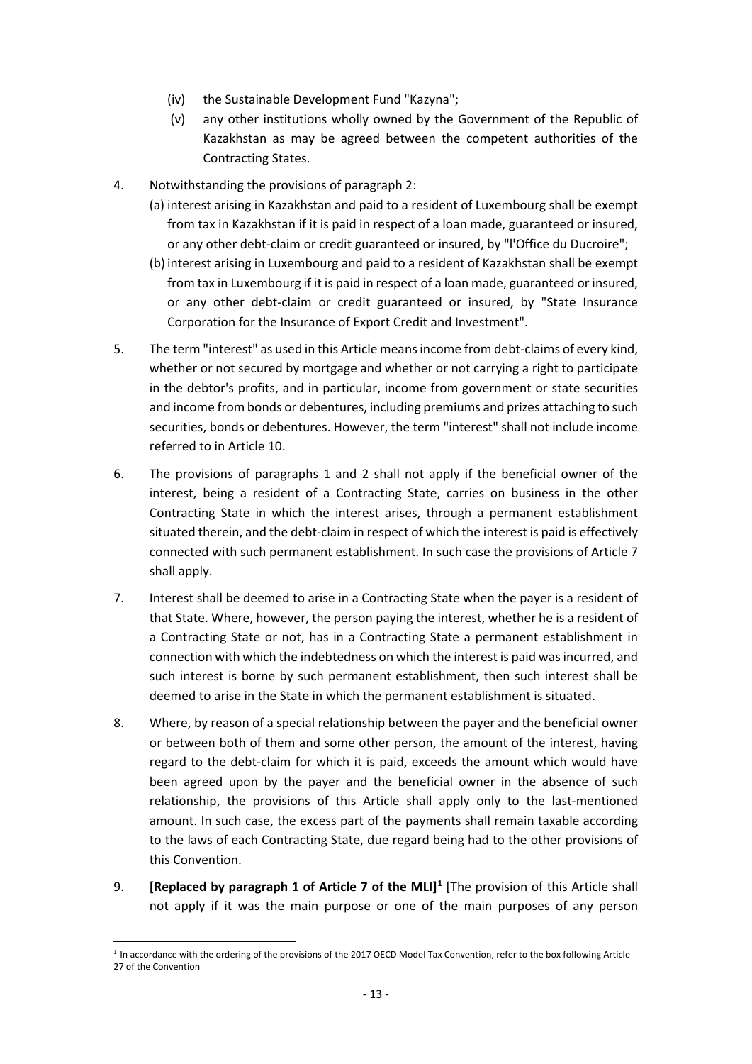(iv) the Sustainable Development Fund "Kazyna";

(v) any other institutions wholly owned by the Government of the Republic of Kazakhstan as may be agreed between the competent authorities of the Contracting States.

4. Notwithstanding the provisions of paragraph 2:
   (a) interest arising in Kazakhstan and paid to a resident of Luxembourg shall be exempt from tax in Kazakhstan if it is paid in respect of a loan made, guaranteed or insured, or any other debt-claim or credit guaranteed or insured, by "l'Office du Ducroire";
   (b) interest arising in Luxembourg and paid to a resident of Kazakhstan shall be exempt from tax in Luxembourg if it is paid in respect of a loan made, guaranteed or insured, or any other debt-claim or credit guaranteed or insured, by "State Insurance Corporation for the Insurance of Export Credit and Investment".

5. The term "interest" as used in this Article means income from debt-claims of every kind, whether or not secured by mortgage and whether or not carrying a right to participate in the debtor's profits, and in particular, income from government or state securities and income from bonds or debentures, including premiums and prizes attaching to such securities, bonds or debentures. However, the term "interest" shall not include income referred to in Article 10.

6. The provisions of paragraphs 1 and 2 shall not apply if the beneficial owner of the interest, being a resident of a Contracting State, carries on business in the other Contracting State in which the interest arises, through a permanent establishment situated therein, and the debt-claim in respect of which the interest is paid is effectively connected with such permanent establishment. In such case the provisions of Article 7 shall apply.

7. Interest shall be deemed to arise in a Contracting State when the payer is a resident of that State. Where, however, the person paying the interest, whether he is a resident of a Contracting State or not, has in a Contracting State a permanent establishment in connection with which the indebtedness on which the interest is paid was incurred, and such interest is borne by such permanent establishment, then such interest shall be deemed to arise in the State in which the permanent establishment is situated.

8. Where, by reason of a special relationship between the payer and the beneficial owner or between both of them and some other person, the amount of the interest, having regard to the debt-claim for which it is paid, exceeds the amount which would have been agreed upon by the payer and the beneficial owner in the absence of such relationship, the provisions of this Article shall apply only to the last-mentioned amount. In such case, the excess part of the payments shall remain taxable according to the laws of each Contracting State, due regard being had to the other provisions of this Convention.

9. **[Replaced by paragraph 1 of Article 7 of the MLI]**[1] [The provision of this Article shall not apply if it was the main purpose or one of the main purposes of any person

[1] In accordance with the ordering of the provisions of the 2017 OECD Model Tax Convention, refer to the box following Article 27 of the Convention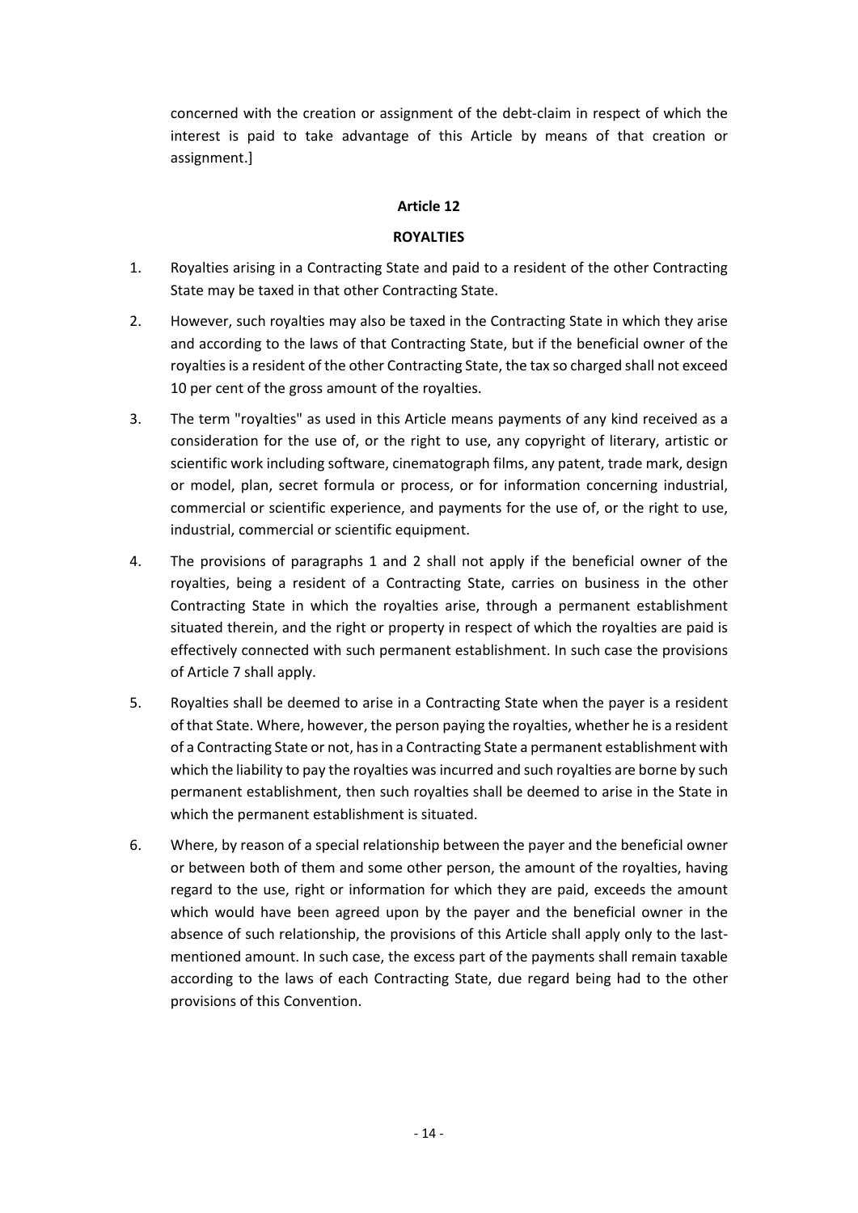concerned with the creation or assignment of the debt-claim in respect of which the interest is paid to take advantage of this Article by means of that creation or assignment.]

**Article 12**

**ROYALTIES**

1. Royalties arising in a Contracting State and paid to a resident of the other Contracting State may be taxed in that other Contracting State.

2. However, such royalties may also be taxed in the Contracting State in which they arise and according to the laws of that Contracting State, but if the beneficial owner of the royalties is a resident of the other Contracting State, the tax so charged shall not exceed 10 per cent of the gross amount of the royalties.

3. The term "royalties" as used in this Article means payments of any kind received as a consideration for the use of, or the right to use, any copyright of literary, artistic or scientific work including software, cinematograph films, any patent, trade mark, design or model, plan, secret formula or process, or for information concerning industrial, commercial or scientific experience, and payments for the use of, or the right to use, industrial, commercial or scientific equipment.

4. The provisions of paragraphs 1 and 2 shall not apply if the beneficial owner of the royalties, being a resident of a Contracting State, carries on business in the other Contracting State in which the royalties arise, through a permanent establishment situated therein, and the right or property in respect of which the royalties are paid is effectively connected with such permanent establishment. In such case the provisions of Article 7 shall apply.

5. Royalties shall be deemed to arise in a Contracting State when the payer is a resident of that State. Where, however, the person paying the royalties, whether he is a resident of a Contracting State or not, has in a Contracting State a permanent establishment with which the liability to pay the royalties was incurred and such royalties are borne by such permanent establishment, then such royalties shall be deemed to arise in the State in which the permanent establishment is situated.

6. Where, by reason of a special relationship between the payer and the beneficial owner or between both of them and some other person, the amount of the royalties, having regard to the use, right or information for which they are paid, exceeds the amount which would have been agreed upon by the payer and the beneficial owner in the absence of such relationship, the provisions of this Article shall apply only to the last-mentioned amount. In such case, the excess part of the payments shall remain taxable according to the laws of each Contracting State, due regard being had to the other provisions of this Convention.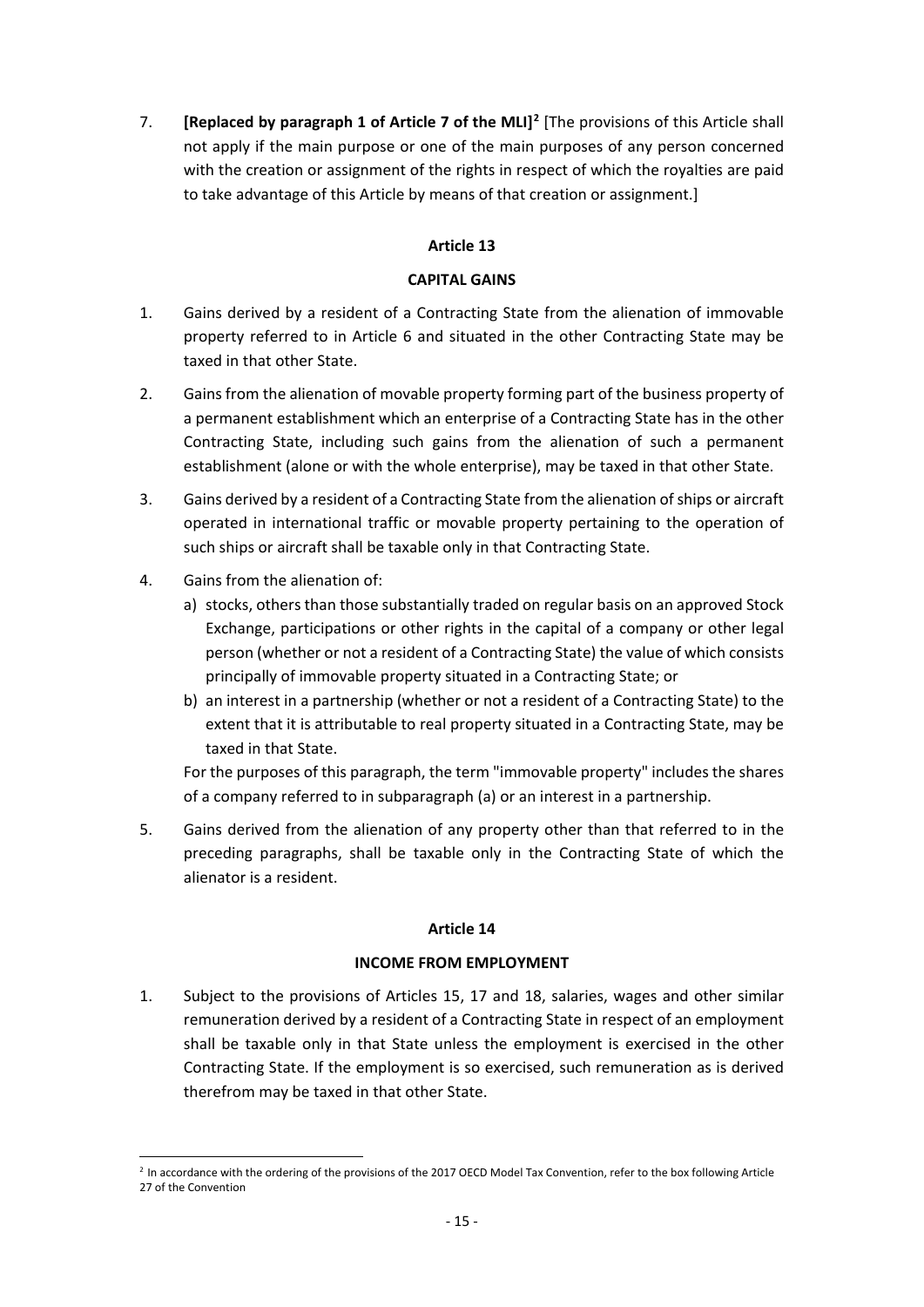7. **[Replaced by paragraph 1 of Article 7 of the MLI]**[2] [The provisions of this Article shall not apply if the main purpose or one of the main purposes of any person concerned with the creation or assignment of the rights in respect of which the royalties are paid to take advantage of this Article by means of that creation or assignment.]

## Article 13

### CAPITAL GAINS

1. Gains derived by a resident of a Contracting State from the alienation of immovable property referred to in Article 6 and situated in the other Contracting State may be taxed in that other State.

2. Gains from the alienation of movable property forming part of the business property of a permanent establishment which an enterprise of a Contracting State has in the other Contracting State, including such gains from the alienation of such a permanent establishment (alone or with the whole enterprise), may be taxed in that other State.

3. Gains derived by a resident of a Contracting State from the alienation of ships or aircraft operated in international traffic or movable property pertaining to the operation of such ships or aircraft shall be taxable only in that Contracting State.

4. Gains from the alienation of:
   a) stocks, others than those substantially traded on regular basis on an approved Stock Exchange, participations or other rights in the capital of a company or other legal person (whether or not a resident of a Contracting State) the value of which consists principally of immovable property situated in a Contracting State; or
   b) an interest in a partnership (whether or not a resident of a Contracting State) to the extent that it is attributable to real property situated in a Contracting State, may be taxed in that State.

   For the purposes of this paragraph, the term "immovable property" includes the shares of a company referred to in subparagraph (a) or an interest in a partnership.

5. Gains derived from the alienation of any property other than that referred to in the preceding paragraphs, shall be taxable only in the Contracting State of which the alienator is a resident.

## Article 14

### INCOME FROM EMPLOYMENT

1. Subject to the provisions of Articles 15, 17 and 18, salaries, wages and other similar remuneration derived by a resident of a Contracting State in respect of an employment shall be taxable only in that State unless the employment is exercised in the other Contracting State. If the employment is so exercised, such remuneration as is derived therefrom may be taxed in that other State.

---

[2] In accordance with the ordering of the provisions of the 2017 OECD Model Tax Convention, refer to the box following Article 27 of the Convention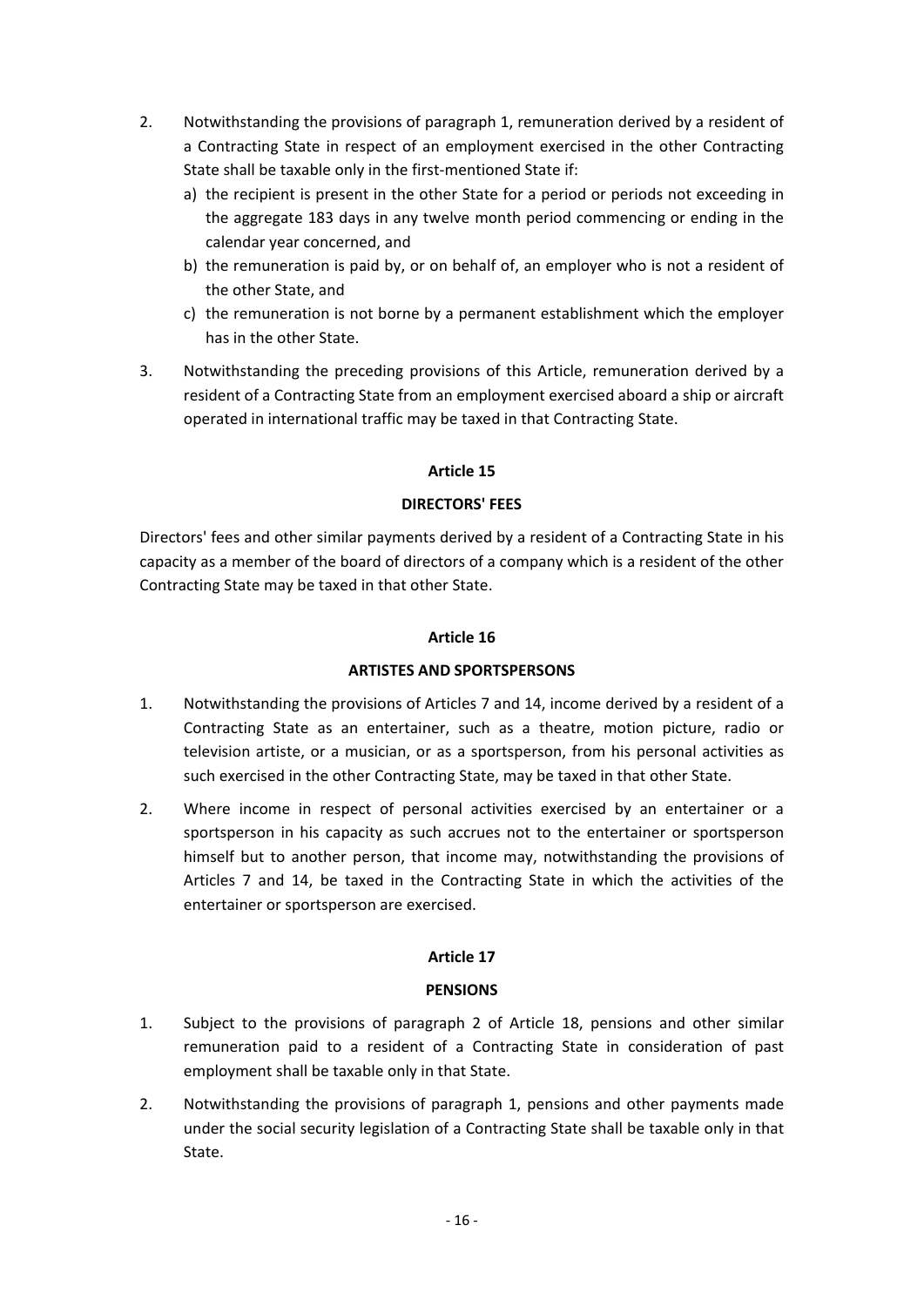2. Notwithstanding the provisions of paragraph 1, remuneration derived by a resident of a Contracting State in respect of an employment exercised in the other Contracting State shall be taxable only in the first-mentioned State if:
   a) the recipient is present in the other State for a period or periods not exceeding in the aggregate 183 days in any twelve month period commencing or ending in the calendar year concerned, and
   b) the remuneration is paid by, or on behalf of, an employer who is not a resident of the other State, and
   c) the remuneration is not borne by a permanent establishment which the employer has in the other State.

3. Notwithstanding the preceding provisions of this Article, remuneration derived by a resident of a Contracting State from an employment exercised aboard a ship or aircraft operated in international traffic may be taxed in that Contracting State.

### Article 15

### DIRECTORS' FEES

Directors' fees and other similar payments derived by a resident of a Contracting State in his capacity as a member of the board of directors of a company which is a resident of the other Contracting State may be taxed in that other State.

### Article 16

### ARTISTES AND SPORTSPERSONS

1. Notwithstanding the provisions of Articles 7 and 14, income derived by a resident of a Contracting State as an entertainer, such as a theatre, motion picture, radio or television artiste, or a musician, or as a sportsperson, from his personal activities as such exercised in the other Contracting State, may be taxed in that other State.

2. Where income in respect of personal activities exercised by an entertainer or a sportsperson in his capacity as such accrues not to the entertainer or sportsperson himself but to another person, that income may, notwithstanding the provisions of Articles 7 and 14, be taxed in the Contracting State in which the activities of the entertainer or sportsperson are exercised.

### Article 17

### PENSIONS

1. Subject to the provisions of paragraph 2 of Article 18, pensions and other similar remuneration paid to a resident of a Contracting State in consideration of past employment shall be taxable only in that State.

2. Notwithstanding the provisions of paragraph 1, pensions and other payments made under the social security legislation of a Contracting State shall be taxable only in that State.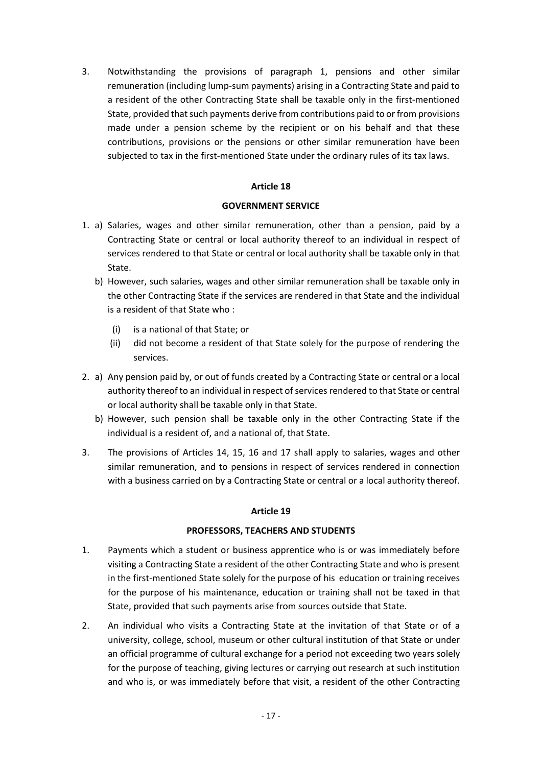3. Notwithstanding the provisions of paragraph 1, pensions and other similar remuneration (including lump-sum payments) arising in a Contracting State and paid to a resident of the other Contracting State shall be taxable only in the first-mentioned State, provided that such payments derive from contributions paid to or from provisions made under a pension scheme by the recipient or on his behalf and that these contributions, provisions or the pensions or other similar remuneration have been subjected to tax in the first-mentioned State under the ordinary rules of its tax laws.

### Article 18

### GOVERNMENT SERVICE

1. a) Salaries, wages and other similar remuneration, other than a pension, paid by a Contracting State or central or local authority thereof to an individual in respect of services rendered to that State or central or local authority shall be taxable only in that State.

   b) However, such salaries, wages and other similar remuneration shall be taxable only in the other Contracting State if the services are rendered in that State and the individual is a resident of that State who :

      (i) is a national of that State; or

      (ii) did not become a resident of that State solely for the purpose of rendering the services.

2. a) Any pension paid by, or out of funds created by a Contracting State or central or a local authority thereof to an individual in respect of services rendered to that State or central or local authority shall be taxable only in that State.

   b) However, such pension shall be taxable only in the other Contracting State if the individual is a resident of, and a national of, that State.

3. The provisions of Articles 14, 15, 16 and 17 shall apply to salaries, wages and other similar remuneration, and to pensions in respect of services rendered in connection with a business carried on by a Contracting State or central or a local authority thereof.

### Article 19

### PROFESSORS, TEACHERS AND STUDENTS

1. Payments which a student or business apprentice who is or was immediately before visiting a Contracting State a resident of the other Contracting State and who is present in the first-mentioned State solely for the purpose of his education or training receives for the purpose of his maintenance, education or training shall not be taxed in that State, provided that such payments arise from sources outside that State.

2. An individual who visits a Contracting State at the invitation of that State or of a university, college, school, museum or other cultural institution of that State or under an official programme of cultural exchange for a period not exceeding two years solely for the purpose of teaching, giving lectures or carrying out research at such institution and who is, or was immediately before that visit, a resident of the other Contracting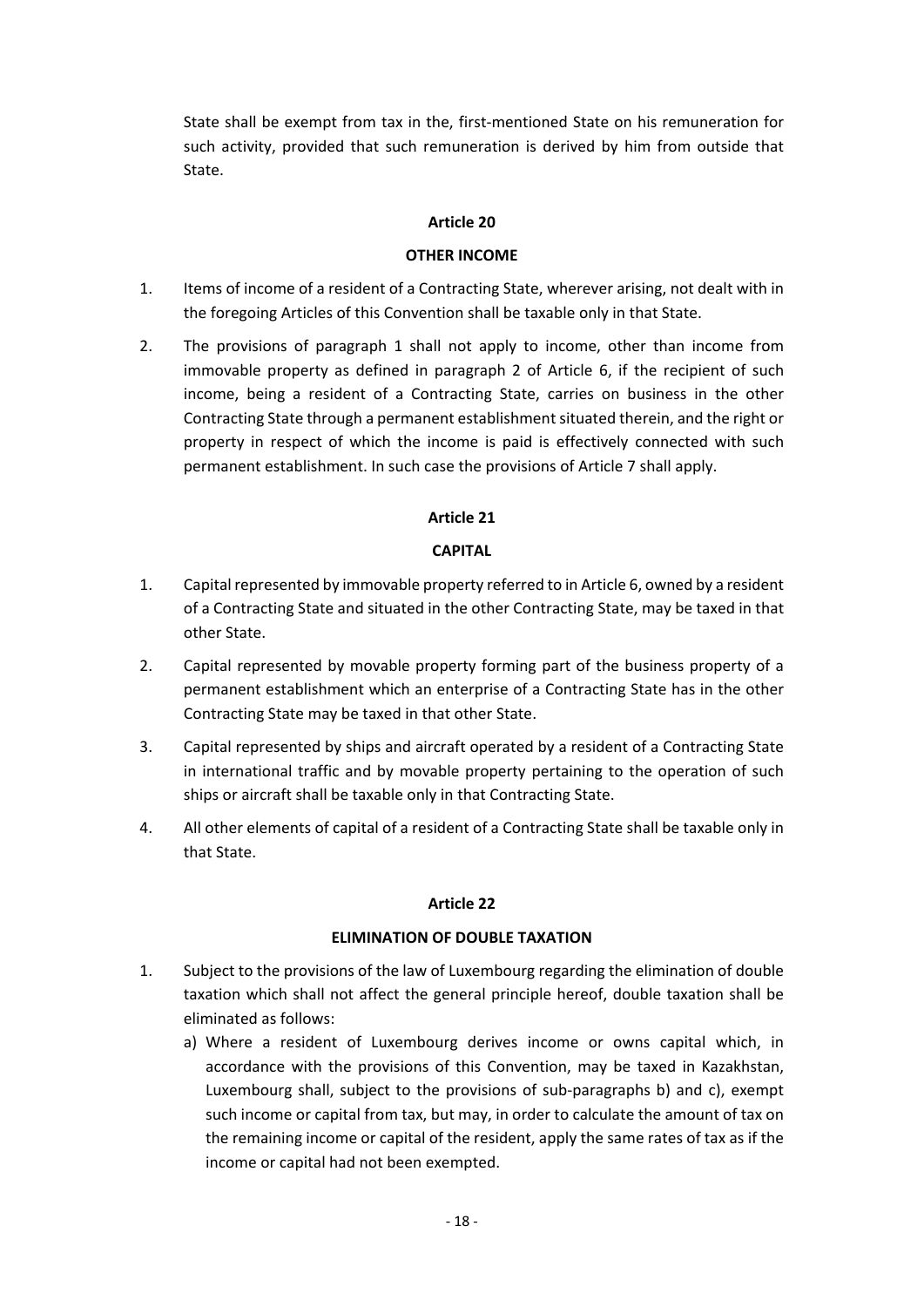State shall be exempt from tax in the, first-mentioned State on his remuneration for such activity, provided that such remuneration is derived by him from outside that State.

## Article 20

## OTHER INCOME

1. Items of income of a resident of a Contracting State, wherever arising, not dealt with in the foregoing Articles of this Convention shall be taxable only in that State.

2. The provisions of paragraph 1 shall not apply to income, other than income from immovable property as defined in paragraph 2 of Article 6, if the recipient of such income, being a resident of a Contracting State, carries on business in the other Contracting State through a permanent establishment situated therein, and the right or property in respect of which the income is paid is effectively connected with such permanent establishment. In such case the provisions of Article 7 shall apply.

## Article 21

## CAPITAL

1. Capital represented by immovable property referred to in Article 6, owned by a resident of a Contracting State and situated in the other Contracting State, may be taxed in that other State.

2. Capital represented by movable property forming part of the business property of a permanent establishment which an enterprise of a Contracting State has in the other Contracting State may be taxed in that other State.

3. Capital represented by ships and aircraft operated by a resident of a Contracting State in international traffic and by movable property pertaining to the operation of such ships or aircraft shall be taxable only in that Contracting State.

4. All other elements of capital of a resident of a Contracting State shall be taxable only in that State.

## Article 22

## ELIMINATION OF DOUBLE TAXATION

1. Subject to the provisions of the law of Luxembourg regarding the elimination of double taxation which shall not affect the general principle hereof, double taxation shall be eliminated as follows:

   a) Where a resident of Luxembourg derives income or owns capital which, in accordance with the provisions of this Convention, may be taxed in Kazakhstan, Luxembourg shall, subject to the provisions of sub-paragraphs b) and c), exempt such income or capital from tax, but may, in order to calculate the amount of tax on the remaining income or capital of the resident, apply the same rates of tax as if the income or capital had not been exempted.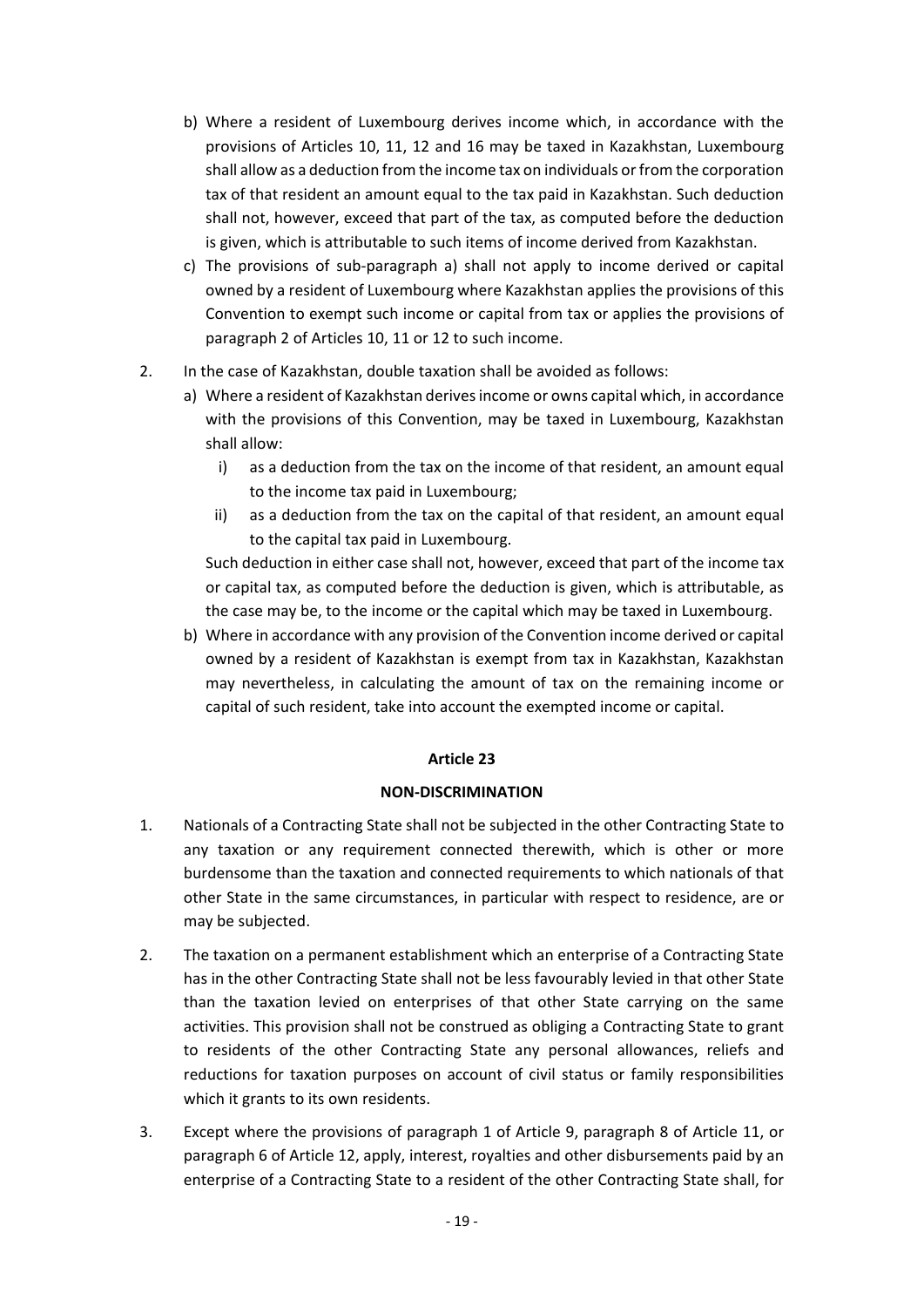b) Where a resident of Luxembourg derives income which, in accordance with the provisions of Articles 10, 11, 12 and 16 may be taxed in Kazakhstan, Luxembourg shall allow as a deduction from the income tax on individuals or from the corporation tax of that resident an amount equal to the tax paid in Kazakhstan. Such deduction shall not, however, exceed that part of the tax, as computed before the deduction is given, which is attributable to such items of income derived from Kazakhstan.

c) The provisions of sub-paragraph a) shall not apply to income derived or capital owned by a resident of Luxembourg where Kazakhstan applies the provisions of this Convention to exempt such income or capital from tax or applies the provisions of paragraph 2 of Articles 10, 11 or 12 to such income.

2. In the case of Kazakhstan, double taxation shall be avoided as follows:

   a) Where a resident of Kazakhstan derives income or owns capital which, in accordance with the provisions of this Convention, may be taxed in Luxembourg, Kazakhstan shall allow:

      i) as a deduction from the tax on the income of that resident, an amount equal to the income tax paid in Luxembourg;

      ii) as a deduction from the tax on the capital of that resident, an amount equal to the capital tax paid in Luxembourg.

   Such deduction in either case shall not, however, exceed that part of the income tax or capital tax, as computed before the deduction is given, which is attributable, as the case may be, to the income or the capital which may be taxed in Luxembourg.

   b) Where in accordance with any provision of the Convention income derived or capital owned by a resident of Kazakhstan is exempt from tax in Kazakhstan, Kazakhstan may nevertheless, in calculating the amount of tax on the remaining income or capital of such resident, take into account the exempted income or capital.

**Article 23**

**NON-DISCRIMINATION**

1. Nationals of a Contracting State shall not be subjected in the other Contracting State to any taxation or any requirement connected therewith, which is other or more burdensome than the taxation and connected requirements to which nationals of that other State in the same circumstances, in particular with respect to residence, are or may be subjected.

2. The taxation on a permanent establishment which an enterprise of a Contracting State has in the other Contracting State shall not be less favourably levied in that other State than the taxation levied on enterprises of that other State carrying on the same activities. This provision shall not be construed as obliging a Contracting State to grant to residents of the other Contracting State any personal allowances, reliefs and reductions for taxation purposes on account of civil status or family responsibilities which it grants to its own residents.

3. Except where the provisions of paragraph 1 of Article 9, paragraph 8 of Article 11, or paragraph 6 of Article 12, apply, interest, royalties and other disbursements paid by an enterprise of a Contracting State to a resident of the other Contracting State shall, for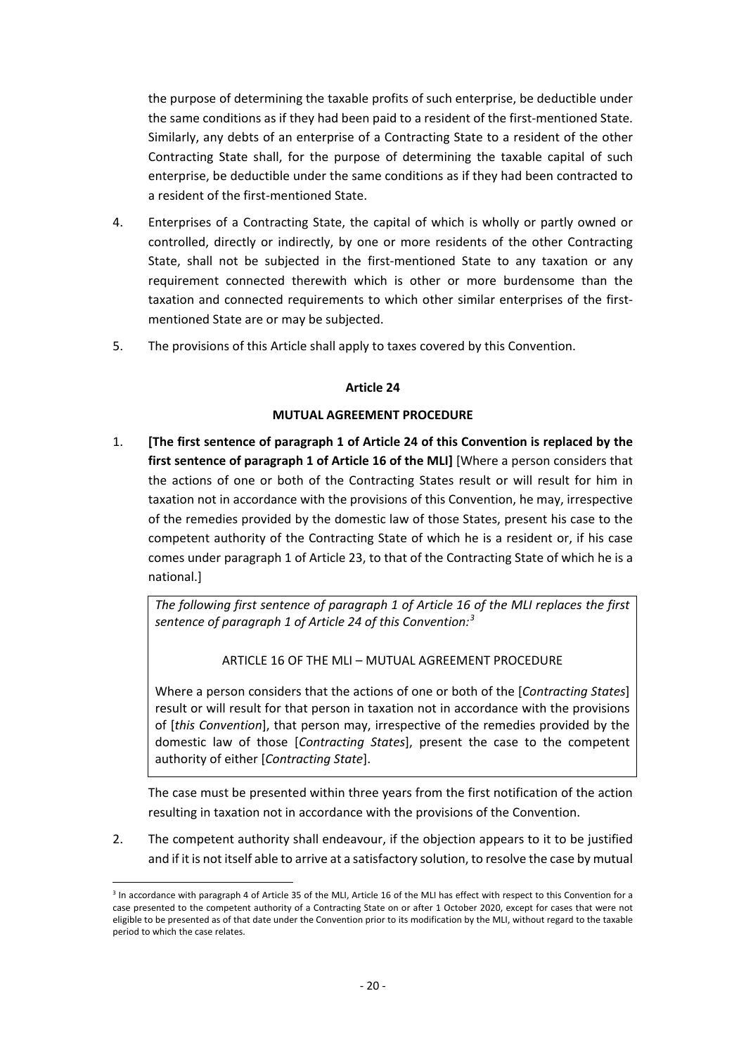the purpose of determining the taxable profits of such enterprise, be deductible under the same conditions as if they had been paid to a resident of the first-mentioned State. Similarly, any debts of an enterprise of a Contracting State to a resident of the other Contracting State shall, for the purpose of determining the taxable capital of such enterprise, be deductible under the same conditions as if they had been contracted to a resident of the first-mentioned State.

4. Enterprises of a Contracting State, the capital of which is wholly or partly owned or controlled, directly or indirectly, by one or more residents of the other Contracting State, shall not be subjected in the first-mentioned State to any taxation or any requirement connected therewith which is other or more burdensome than the taxation and connected requirements to which other similar enterprises of the first-mentioned State are or may be subjected.

5. The provisions of this Article shall apply to taxes covered by this Convention.

**Article 24**

**MUTUAL AGREEMENT PROCEDURE**

1. **[The first sentence of paragraph 1 of Article 24 of this Convention is replaced by the first sentence of paragraph 1 of Article 16 of the MLI]** [Where a person considers that the actions of one or both of the Contracting States result or will result for him in taxation not in accordance with the provisions of this Convention, he may, irrespective of the remedies provided by the domestic law of those States, present his case to the competent authority of the Contracting State of which he is a resident or, if his case comes under paragraph 1 of Article 23, to that of the Contracting State of which he is a national.]

   *The following first sentence of paragraph 1 of Article 16 of the MLI replaces the first sentence of paragraph 1 of Article 24 of this Convention:*[3]

   ARTICLE 16 OF THE MLI – MUTUAL AGREEMENT PROCEDURE

   Where a person considers that the actions of one or both of the [*Contracting States*] result or will result for that person in taxation not in accordance with the provisions of [*this Convention*], that person may, irrespective of the remedies provided by the domestic law of those [*Contracting States*], present the case to the competent authority of either [*Contracting State*].

   The case must be presented within three years from the first notification of the action resulting in taxation not in accordance with the provisions of the Convention.

2. The competent authority shall endeavour, if the objection appears to it to be justified and if it is not itself able to arrive at a satisfactory solution, to resolve the case by mutual

---

[3] In accordance with paragraph 4 of Article 35 of the MLI, Article 16 of the MLI has effect with respect to this Convention for a case presented to the competent authority of a Contracting State on or after 1 October 2020, except for cases that were not eligible to be presented as of that date under the Convention prior to its modification by the MLI, without regard to the taxable period to which the case relates.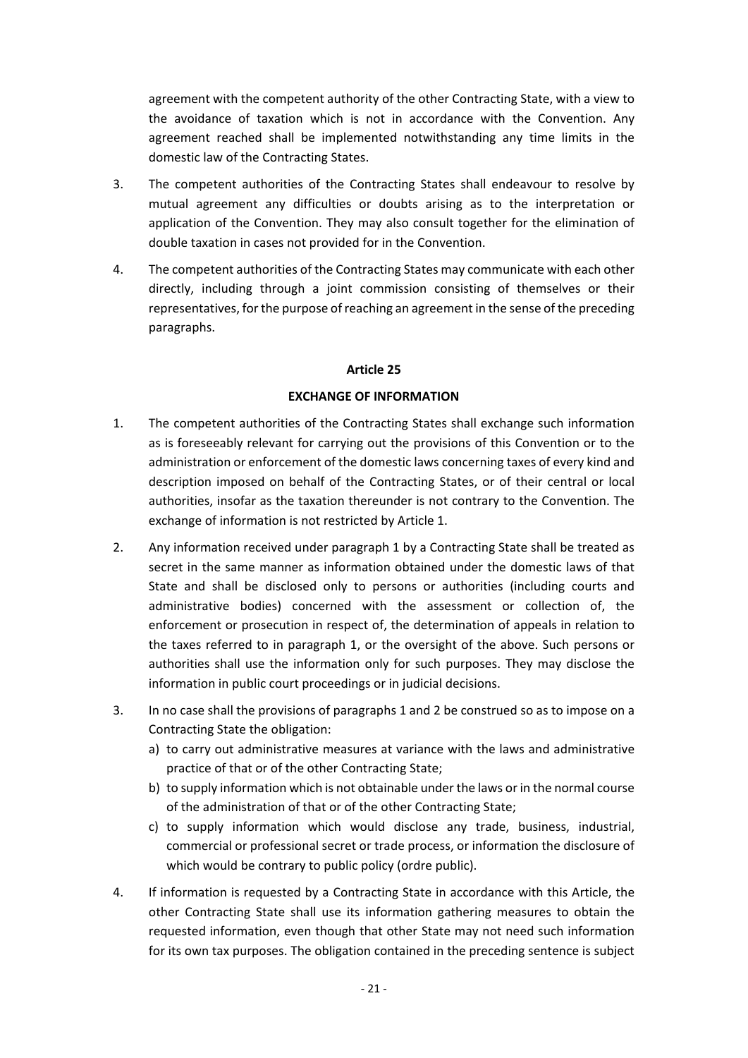agreement with the competent authority of the other Contracting State, with a view to the avoidance of taxation which is not in accordance with the Convention. Any agreement reached shall be implemented notwithstanding any time limits in the domestic law of the Contracting States.

3. The competent authorities of the Contracting States shall endeavour to resolve by mutual agreement any difficulties or doubts arising as to the interpretation or application of the Convention. They may also consult together for the elimination of double taxation in cases not provided for in the Convention.

4. The competent authorities of the Contracting States may communicate with each other directly, including through a joint commission consisting of themselves or their representatives, for the purpose of reaching an agreement in the sense of the preceding paragraphs.

**Article 25**

**EXCHANGE OF INFORMATION**

1. The competent authorities of the Contracting States shall exchange such information as is foreseeably relevant for carrying out the provisions of this Convention or to the administration or enforcement of the domestic laws concerning taxes of every kind and description imposed on behalf of the Contracting States, or of their central or local authorities, insofar as the taxation thereunder is not contrary to the Convention. The exchange of information is not restricted by Article 1.

2. Any information received under paragraph 1 by a Contracting State shall be treated as secret in the same manner as information obtained under the domestic laws of that State and shall be disclosed only to persons or authorities (including courts and administrative bodies) concerned with the assessment or collection of, the enforcement or prosecution in respect of, the determination of appeals in relation to the taxes referred to in paragraph 1, or the oversight of the above. Such persons or authorities shall use the information only for such purposes. They may disclose the information in public court proceedings or in judicial decisions.

3. In no case shall the provisions of paragraphs 1 and 2 be construed so as to impose on a Contracting State the obligation:
   a) to carry out administrative measures at variance with the laws and administrative practice of that or of the other Contracting State;
   b) to supply information which is not obtainable under the laws or in the normal course of the administration of that or of the other Contracting State;
   c) to supply information which would disclose any trade, business, industrial, commercial or professional secret or trade process, or information the disclosure of which would be contrary to public policy (ordre public).

4. If information is requested by a Contracting State in accordance with this Article, the other Contracting State shall use its information gathering measures to obtain the requested information, even though that other State may not need such information for its own tax purposes. The obligation contained in the preceding sentence is subject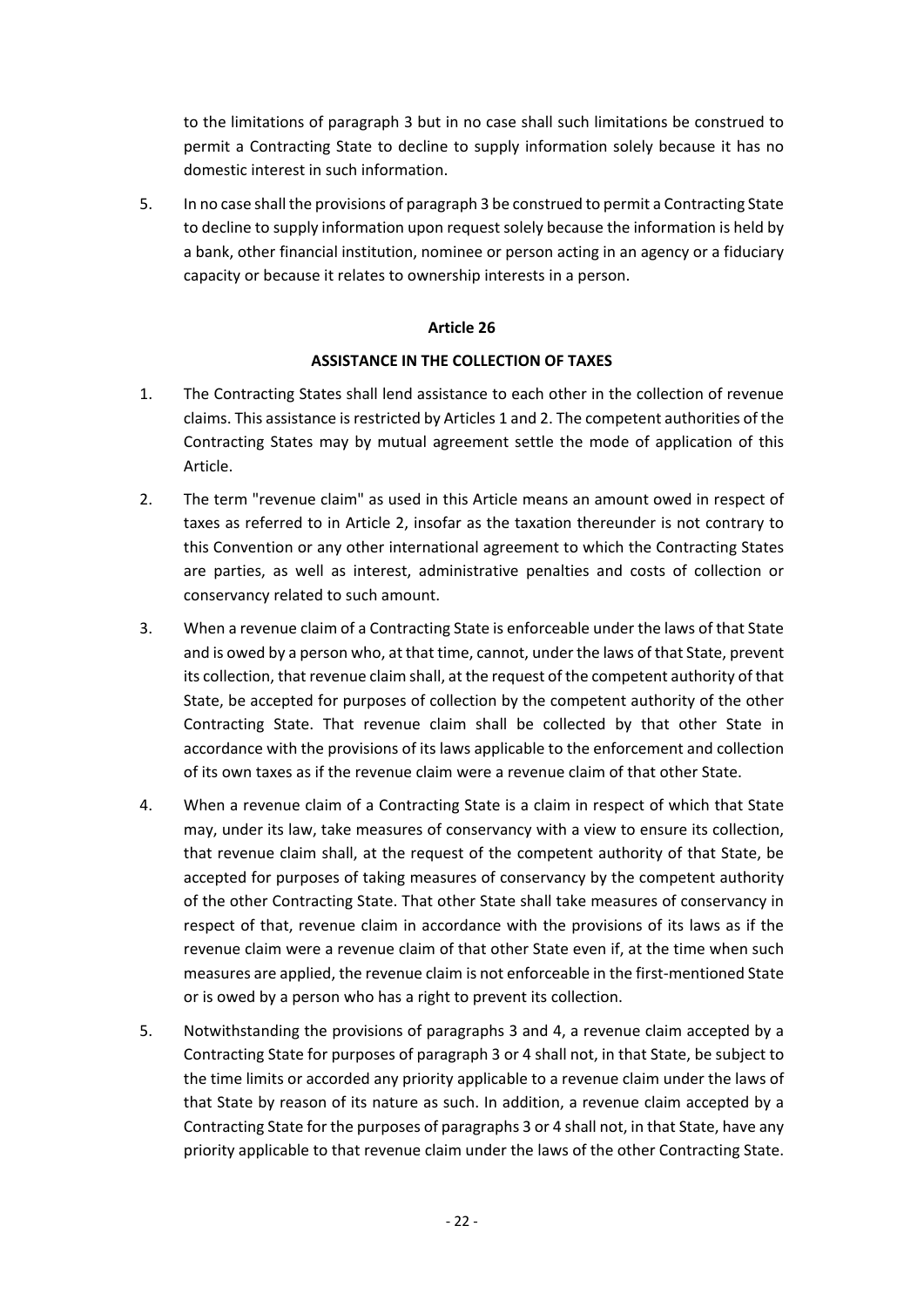to the limitations of paragraph 3 but in no case shall such limitations be construed to permit a Contracting State to decline to supply information solely because it has no domestic interest in such information.

5. In no case shall the provisions of paragraph 3 be construed to permit a Contracting State to decline to supply information upon request solely because the information is held by a bank, other financial institution, nominee or person acting in an agency or a fiduciary capacity or because it relates to ownership interests in a person.

## Article 26

## ASSISTANCE IN THE COLLECTION OF TAXES

1. The Contracting States shall lend assistance to each other in the collection of revenue claims. This assistance is restricted by Articles 1 and 2. The competent authorities of the Contracting States may by mutual agreement settle the mode of application of this Article.

2. The term "revenue claim" as used in this Article means an amount owed in respect of taxes as referred to in Article 2, insofar as the taxation thereunder is not contrary to this Convention or any other international agreement to which the Contracting States are parties, as well as interest, administrative penalties and costs of collection or conservancy related to such amount.

3. When a revenue claim of a Contracting State is enforceable under the laws of that State and is owed by a person who, at that time, cannot, under the laws of that State, prevent its collection, that revenue claim shall, at the request of the competent authority of that State, be accepted for purposes of collection by the competent authority of the other Contracting State. That revenue claim shall be collected by that other State in accordance with the provisions of its laws applicable to the enforcement and collection of its own taxes as if the revenue claim were a revenue claim of that other State.

4. When a revenue claim of a Contracting State is a claim in respect of which that State may, under its law, take measures of conservancy with a view to ensure its collection, that revenue claim shall, at the request of the competent authority of that State, be accepted for purposes of taking measures of conservancy by the competent authority of the other Contracting State. That other State shall take measures of conservancy in respect of that, revenue claim in accordance with the provisions of its laws as if the revenue claim were a revenue claim of that other State even if, at the time when such measures are applied, the revenue claim is not enforceable in the first-mentioned State or is owed by a person who has a right to prevent its collection.

5. Notwithstanding the provisions of paragraphs 3 and 4, a revenue claim accepted by a Contracting State for purposes of paragraph 3 or 4 shall not, in that State, be subject to the time limits or accorded any priority applicable to a revenue claim under the laws of that State by reason of its nature as such. In addition, a revenue claim accepted by a Contracting State for the purposes of paragraphs 3 or 4 shall not, in that State, have any priority applicable to that revenue claim under the laws of the other Contracting State.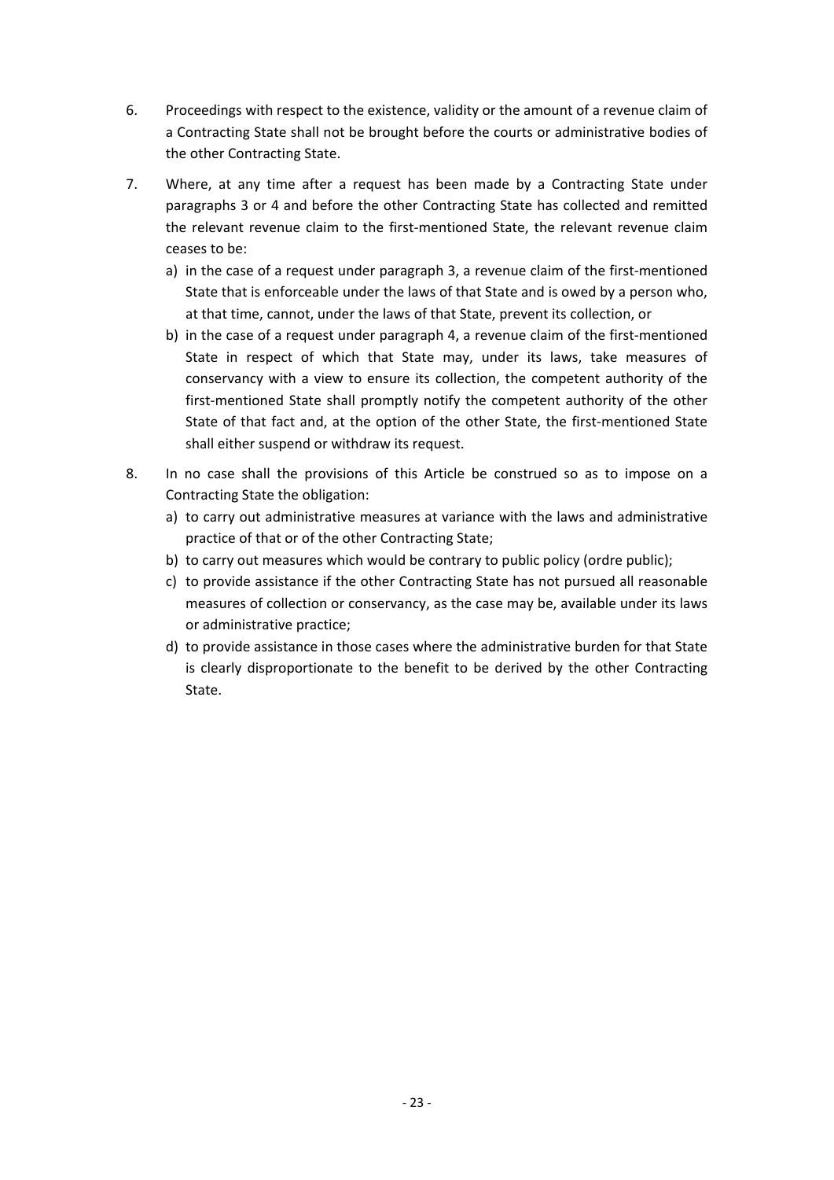6. Proceedings with respect to the existence, validity or the amount of a revenue claim of a Contracting State shall not be brought before the courts or administrative bodies of the other Contracting State.

7. Where, at any time after a request has been made by a Contracting State under paragraphs 3 or 4 and before the other Contracting State has collected and remitted the relevant revenue claim to the first-mentioned State, the relevant revenue claim ceases to be:
   a) in the case of a request under paragraph 3, a revenue claim of the first-mentioned State that is enforceable under the laws of that State and is owed by a person who, at that time, cannot, under the laws of that State, prevent its collection, or
   b) in the case of a request under paragraph 4, a revenue claim of the first-mentioned State in respect of which that State may, under its laws, take measures of conservancy with a view to ensure its collection, the competent authority of the first-mentioned State shall promptly notify the competent authority of the other State of that fact and, at the option of the other State, the first-mentioned State shall either suspend or withdraw its request.

8. In no case shall the provisions of this Article be construed so as to impose on a Contracting State the obligation:
   a) to carry out administrative measures at variance with the laws and administrative practice of that or of the other Contracting State;
   b) to carry out measures which would be contrary to public policy (ordre public);
   c) to provide assistance if the other Contracting State has not pursued all reasonable measures of collection or conservancy, as the case may be, available under its laws or administrative practice;
   d) to provide assistance in those cases where the administrative burden for that State is clearly disproportionate to the benefit to be derived by the other Contracting State.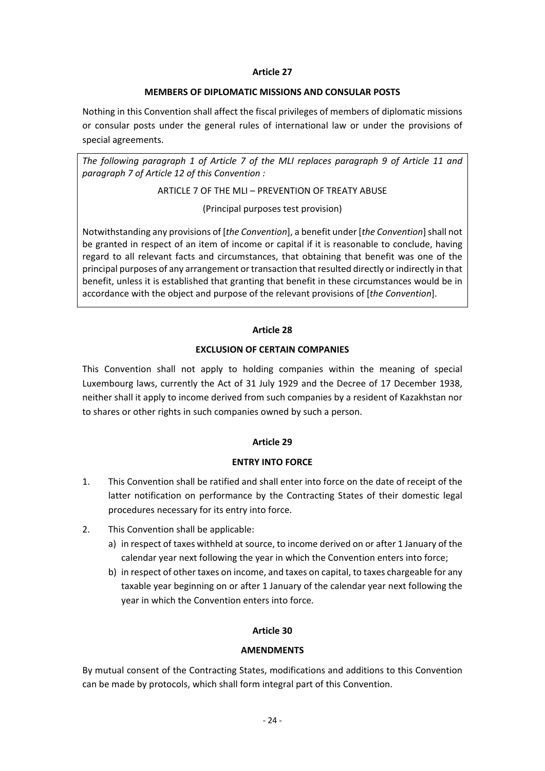**Article 27**

**MEMBERS OF DIPLOMATIC MISSIONS AND CONSULAR POSTS**

Nothing in this Convention shall affect the fiscal privileges of members of diplomatic missions or consular posts under the general rules of international law or under the provisions of special agreements.

> *The following paragraph 1 of Article 7 of the MLI replaces paragraph 9 of Article 11 and paragraph 7 of Article 12 of this Convention :*
>
> ARTICLE 7 OF THE MLI – PREVENTION OF TREATY ABUSE
>
> (Principal purposes test provision)
>
> Notwithstanding any provisions of [*the Convention*], a benefit under [*the Convention*] shall not be granted in respect of an item of income or capital if it is reasonable to conclude, having regard to all relevant facts and circumstances, that obtaining that benefit was one of the principal purposes of any arrangement or transaction that resulted directly or indirectly in that benefit, unless it is established that granting that benefit in these circumstances would be in accordance with the object and purpose of the relevant provisions of [*the Convention*].

**Article 28**

**EXCLUSION OF CERTAIN COMPANIES**

This Convention shall not apply to holding companies within the meaning of special Luxembourg laws, currently the Act of 31 July 1929 and the Decree of 17 December 1938, neither shall it apply to income derived from such companies by a resident of Kazakhstan nor to shares or other rights in such companies owned by such a person.

**Article 29**

**ENTRY INTO FORCE**

1. This Convention shall be ratified and shall enter into force on the date of receipt of the latter notification on performance by the Contracting States of their domestic legal procedures necessary for its entry into force.
2. This Convention shall be applicable:
   a) in respect of taxes withheld at source, to income derived on or after 1 January of the calendar year next following the year in which the Convention enters into force;
   b) in respect of other taxes on income, and taxes on capital, to taxes chargeable for any taxable year beginning on or after 1 January of the calendar year next following the year in which the Convention enters into force.

**Article 30**

**AMENDMENTS**

By mutual consent of the Contracting States, modifications and additions to this Convention can be made by protocols, which shall form integral part of this Convention.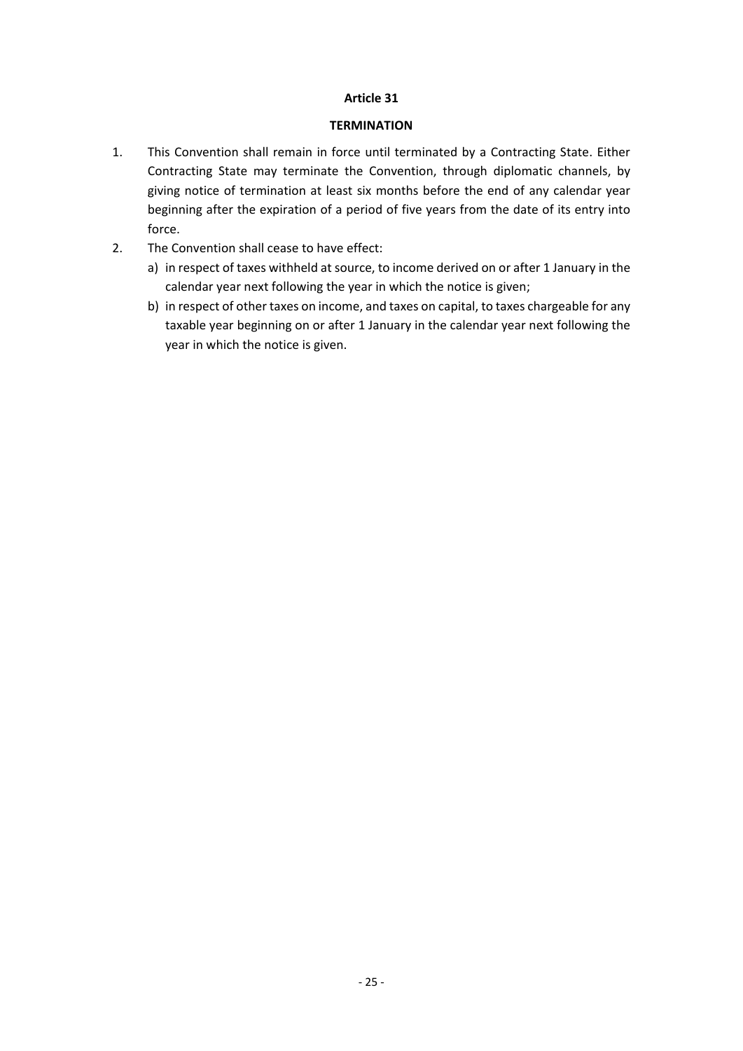**Article 31**

**TERMINATION**

1. This Convention shall remain in force until terminated by a Contracting State. Either Contracting State may terminate the Convention, through diplomatic channels, by giving notice of termination at least six months before the end of any calendar year beginning after the expiration of a period of five years from the date of its entry into force.
2. The Convention shall cease to have effect:
   a) in respect of taxes withheld at source, to income derived on or after 1 January in the calendar year next following the year in which the notice is given;
   b) in respect of other taxes on income, and taxes on capital, to taxes chargeable for any taxable year beginning on or after 1 January in the calendar year next following the year in which the notice is given.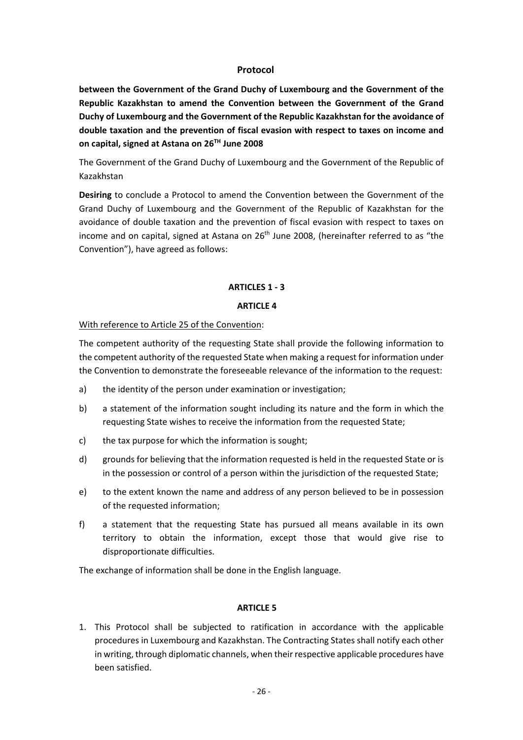# Protocol

**between the Government of the Grand Duchy of Luxembourg and the Government of the Republic Kazakhstan to amend the Convention between the Government of the Grand Duchy of Luxembourg and the Government of the Republic Kazakhstan for the avoidance of double taxation and the prevention of fiscal evasion with respect to taxes on income and on capital, signed at Astana on 26TH June 2008**

The Government of the Grand Duchy of Luxembourg and the Government of the Republic of Kazakhstan

**Desiring** to conclude a Protocol to amend the Convention between the Government of the Grand Duchy of Luxembourg and the Government of the Republic of Kazakhstan for the avoidance of double taxation and the prevention of fiscal evasion with respect to taxes on income and on capital, signed at Astana on 26th June 2008, (hereinafter referred to as "the Convention"), have agreed as follows:

## ARTICLES 1 - 3

## ARTICLE 4

With reference to Article 25 of the Convention:

The competent authority of the requesting State shall provide the following information to the competent authority of the requested State when making a request for information under the Convention to demonstrate the foreseeable relevance of the information to the request:

a) the identity of the person under examination or investigation;

b) a statement of the information sought including its nature and the form in which the requesting State wishes to receive the information from the requested State;

c) the tax purpose for which the information is sought;

d) grounds for believing that the information requested is held in the requested State or is in the possession or control of a person within the jurisdiction of the requested State;

e) to the extent known the name and address of any person believed to be in possession of the requested information;

f) a statement that the requesting State has pursued all means available in its own territory to obtain the information, except those that would give rise to disproportionate difficulties.

The exchange of information shall be done in the English language.

## ARTICLE 5

1. This Protocol shall be subjected to ratification in accordance with the applicable procedures in Luxembourg and Kazakhstan. The Contracting States shall notify each other in writing, through diplomatic channels, when their respective applicable procedures have been satisfied.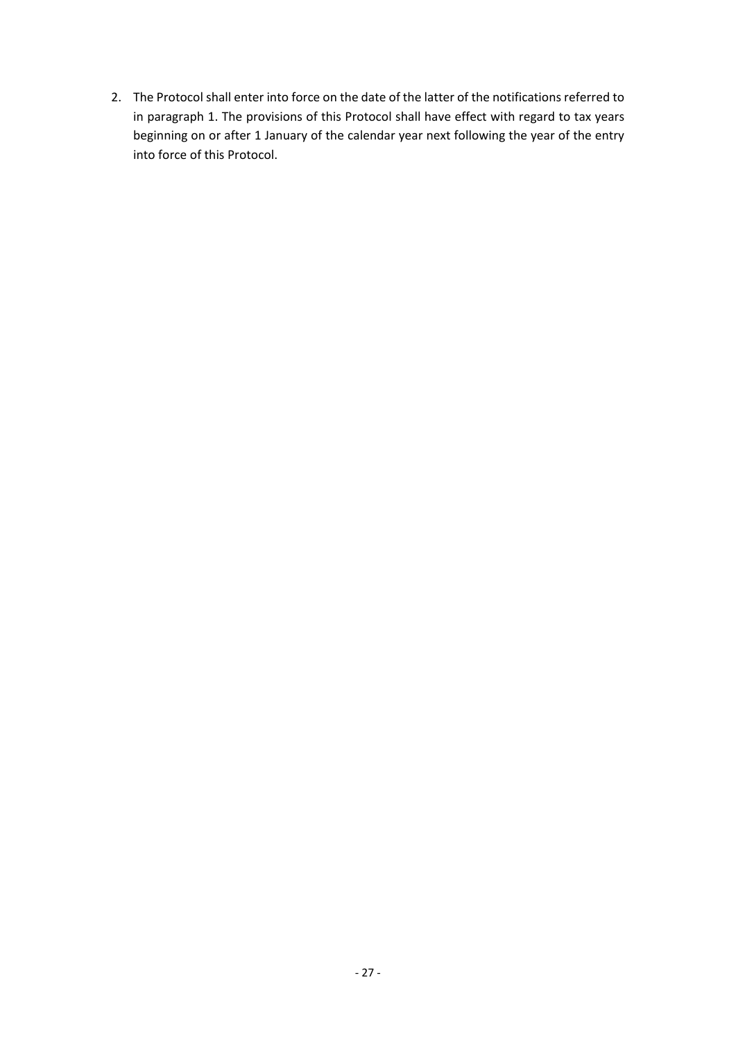2. The Protocol shall enter into force on the date of the latter of the notifications referred to in paragraph 1. The provisions of this Protocol shall have effect with regard to tax years beginning on or after 1 January of the calendar year next following the year of the entry into force of this Protocol.